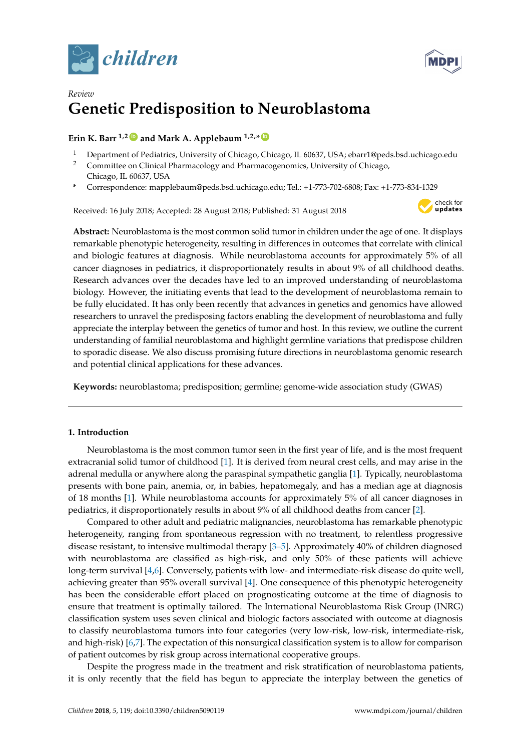*Review*

# Genetic Predisposition to Neuroblastoma

**Erin K. Barr [1,2] and Mark A. Applebaum [1,2,*]**

[1] Department of Pediatrics, University of Chicago, Chicago, IL 60637, USA; ebarr1@peds.bsd.uchicago.edu

[2] Committee on Clinical Pharmacology and Pharmacogenomics, University of Chicago, Chicago, IL 60637, USA

[*] Correspondence: mapplebaum@peds.bsd.uchicago.edu; Tel.: +1-773-702-6808; Fax: +1-773-834-1329

Received: 16 July 2018; Accepted: 28 August 2018; Published: 31 August 2018

**Abstract:** Neuroblastoma is the most common solid tumor in children under the age of one. It displays remarkable phenotypic heterogeneity, resulting in differences in outcomes that correlate with clinical and biologic features at diagnosis. While neuroblastoma accounts for approximately 5% of all cancer diagnoses in pediatrics, it disproportionately results in about 9% of all childhood deaths. Research advances over the decades have led to an improved understanding of neuroblastoma biology. However, the initiating events that lead to the development of neuroblastoma remain to be fully elucidated. It has only been recently that advances in genetics and genomics have allowed researchers to unravel the predisposing factors enabling the development of neuroblastoma and fully appreciate the interplay between the genetics of tumor and host. In this review, we outline the current understanding of familial neuroblastoma and highlight germline variations that predispose children to sporadic disease. We also discuss promising future directions in neuroblastoma genomic research and potential clinical applications for these advances.

**Keywords:** neuroblastoma; predisposition; germline; genome-wide association study (GWAS)

## 1. Introduction

Neuroblastoma is the most common tumor seen in the first year of life, and is the most frequent extracranial solid tumor of childhood [1]. It is derived from neural crest cells, and may arise in the adrenal medulla or anywhere along the paraspinal sympathetic ganglia [1]. Typically, neuroblastoma presents with bone pain, anemia, or, in babies, hepatomegaly, and has a median age at diagnosis of 18 months [1]. While neuroblastoma accounts for approximately 5% of all cancer diagnoses in pediatrics, it disproportionately results in about 9% of all childhood deaths from cancer [2].

Compared to other adult and pediatric malignancies, neuroblastoma has remarkable phenotypic heterogeneity, ranging from spontaneous regression with no treatment, to relentless progressive disease resistant, to intensive multimodal therapy [3–5]. Approximately 40% of children diagnosed with neuroblastoma are classified as high-risk, and only 50% of these patients will achieve long-term survival [4,6]. Conversely, patients with low- and intermediate-risk disease do quite well, achieving greater than 95% overall survival [4]. One consequence of this phenotypic heterogeneity has been the considerable effort placed on prognosticating outcome at the time of diagnosis to ensure that treatment is optimally tailored. The International Neuroblastoma Risk Group (INRG) classification system uses seven clinical and biologic factors associated with outcome at diagnosis to classify neuroblastoma tumors into four categories (very low-risk, low-risk, intermediate-risk, and high-risk) [6,7]. The expectation of this nonsurgical classification system is to allow for comparison of patient outcomes by risk group across international cooperative groups.

Despite the progress made in the treatment and risk stratification of neuroblastoma patients, it is only recently that the field has begun to appreciate the interplay between the genetics of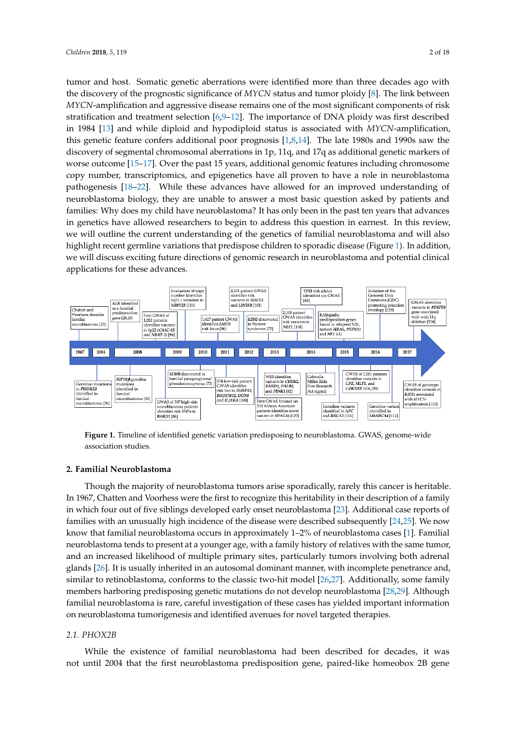tumor and host. Somatic genetic aberrations were identified more than three decades ago with the discovery of the prognostic significance of *MYCN* status and tumor ploidy [8]. The link between *MYCN*-amplification and aggressive disease remains one of the most significant components of risk stratification and treatment selection [6,9–12]. The importance of DNA ploidy was first described in 1984 [13] and while diploid and hypodiploid status is associated with *MYCN*-amplification, this genetic feature confers additional poor prognosis [1,8,14]. The late 1980s and 1990s saw the discovery of segmental chromosomal aberrations in 1p, 11q, and 17q as additional genetic markers of worse outcome [15–17]. Over the past 15 years, additional genomic features including chromosome copy number, transcriptomics, and epigenetics have all proven to have a role in neuroblastoma pathogenesis [18–22]. While these advances have allowed for an improved understanding of neuroblastoma biology, they are unable to answer a most basic question asked by patients and families: Why does my child have neuroblastoma? It has only been in the past ten years that advances in genetics have allowed researchers to begin to address this question in earnest. In this review, we will outline the current understanding of the genetics of familial neuroblastoma and will also highlight recent germline variations that predispose children to sporadic disease (Figure 1). In addition, we will discuss exciting future directions of genomic research in neuroblastoma and potential clinical applications for these advances.

**Figure 1.** Timeline of identified genetic variation predisposing to neuroblastoma. GWAS, genome-wide association studies.

## 2. Familial Neuroblastoma

Though the majority of neuroblastoma tumors arise sporadically, rarely this cancer is heritable. In 1967, Chatten and Voorhess were the first to recognize this heritability in their description of a family in which four out of five siblings developed early onset neuroblastoma [23]. Additional case reports of families with an unusually high incidence of the disease were described subsequently [24,25]. We now know that familial neuroblastoma occurs in approximately 1–2% of neuroblastoma cases [1]. Familial neuroblastoma tends to present at a younger age, with a family history of relatives with the same tumor, and an increased likelihood of multiple primary sites, particularly tumors involving both adrenal glands [26]. It is usually inherited in an autosomal dominant manner, with incomplete penetrance and, similar to retinoblastoma, conforms to the classic two-hit model [26,27]. Additionally, some family members harboring predisposing genetic mutations do not develop neuroblastoma [28,29]. Although familial neuroblastoma is rare, careful investigation of these cases has yielded important information on neuroblastoma tumorigenesis and identified avenues for novel targeted therapies.

### 2.1. PHOX2B

While the existence of familial neuroblastoma had been described for decades, it was not until 2004 that the first neuroblastoma predisposition gene, paired-like homeobox 2B gene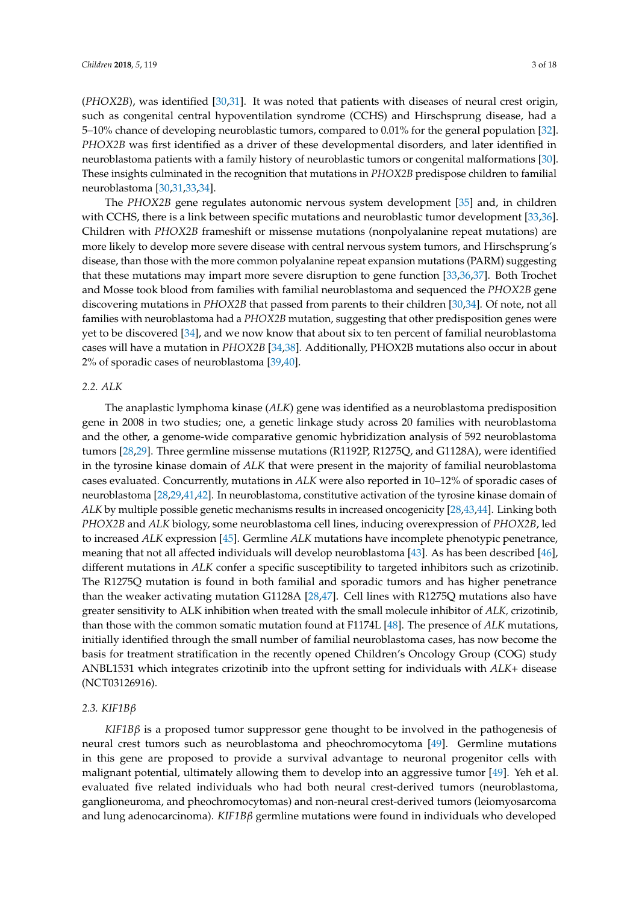(*PHOX2B*), was identified [30,31]. It was noted that patients with diseases of neural crest origin, such as congenital central hypoventilation syndrome (CCHS) and Hirschsprung disease, had a 5–10% chance of developing neuroblastic tumors, compared to 0.01% for the general population [32]. *PHOX2B* was first identified as a driver of these developmental disorders, and later identified in neuroblastoma patients with a family history of neuroblastic tumors or congenital malformations [30]. These insights culminated in the recognition that mutations in *PHOX2B* predispose children to familial neuroblastoma [30,31,33,34].

The *PHOX2B* gene regulates autonomic nervous system development [35] and, in children with CCHS, there is a link between specific mutations and neuroblastic tumor development [33,36]. Children with *PHOX2B* frameshift or missense mutations (nonpolyalanine repeat mutations) are more likely to develop more severe disease with central nervous system tumors, and Hirschsprung's disease, than those with the more common polyalanine repeat expansion mutations (PARM) suggesting that these mutations may impart more severe disruption to gene function [33,36,37]. Both Trochet and Mosse took blood from families with familial neuroblastoma and sequenced the *PHOX2B* gene discovering mutations in *PHOX2B* that passed from parents to their children [30,34]. Of note, not all families with neuroblastoma had a *PHOX2B* mutation, suggesting that other predisposition genes were yet to be discovered [34], and we now know that about six to ten percent of familial neuroblastoma cases will have a mutation in *PHOX2B* [34,38]. Additionally, PHOX2B mutations also occur in about 2% of sporadic cases of neuroblastoma [39,40].

### 2.2. *ALK*

The anaplastic lymphoma kinase (*ALK*) gene was identified as a neuroblastoma predisposition gene in 2008 in two studies; one, a genetic linkage study across 20 families with neuroblastoma and the other, a genome-wide comparative genomic hybridization analysis of 592 neuroblastoma tumors [28,29]. Three germline missense mutations (R1192P, R1275Q, and G1128A), were identified in the tyrosine kinase domain of *ALK* that were present in the majority of familial neuroblastoma cases evaluated. Concurrently, mutations in *ALK* were also reported in 10–12% of sporadic cases of neuroblastoma [28,29,41,42]. In neuroblastoma, constitutive activation of the tyrosine kinase domain of *ALK* by multiple possible genetic mechanisms results in increased oncogenicity [28,43,44]. Linking both *PHOX2B* and *ALK* biology, some neuroblastoma cell lines, inducing overexpression of *PHOX2B*, led to increased *ALK* expression [45]. Germline *ALK* mutations have incomplete phenotypic penetrance, meaning that not all affected individuals will develop neuroblastoma [43]. As has been described [46], different mutations in *ALK* confer a specific susceptibility to targeted inhibitors such as crizotinib. The R1275Q mutation is found in both familial and sporadic tumors and has higher penetrance than the weaker activating mutation G1128A [28,47]. Cell lines with R1275Q mutations also have greater sensitivity to ALK inhibition when treated with the small molecule inhibitor of *ALK*, crizotinib, than those with the common somatic mutation found at F1174L [48]. The presence of *ALK* mutations, initially identified through the small number of familial neuroblastoma cases, has now become the basis for treatment stratification in the recently opened Children's Oncology Group (COG) study ANBL1531 which integrates crizotinib into the upfront setting for individuals with *ALK*+ disease (NCT03126916).

### 2.3. *KIF1Bβ*

*KIF1Bβ* is a proposed tumor suppressor gene thought to be involved in the pathogenesis of neural crest tumors such as neuroblastoma and pheochromocytoma [49]. Germline mutations in this gene are proposed to provide a survival advantage to neuronal progenitor cells with malignant potential, ultimately allowing them to develop into an aggressive tumor [49]. Yeh et al. evaluated five related individuals who had both neural crest-derived tumors (neuroblastoma, ganglioneuroma, and pheochromocytomas) and non-neural crest-derived tumors (leiomyosarcoma and lung adenocarcinoma). *KIF1Bβ* germline mutations were found in individuals who developed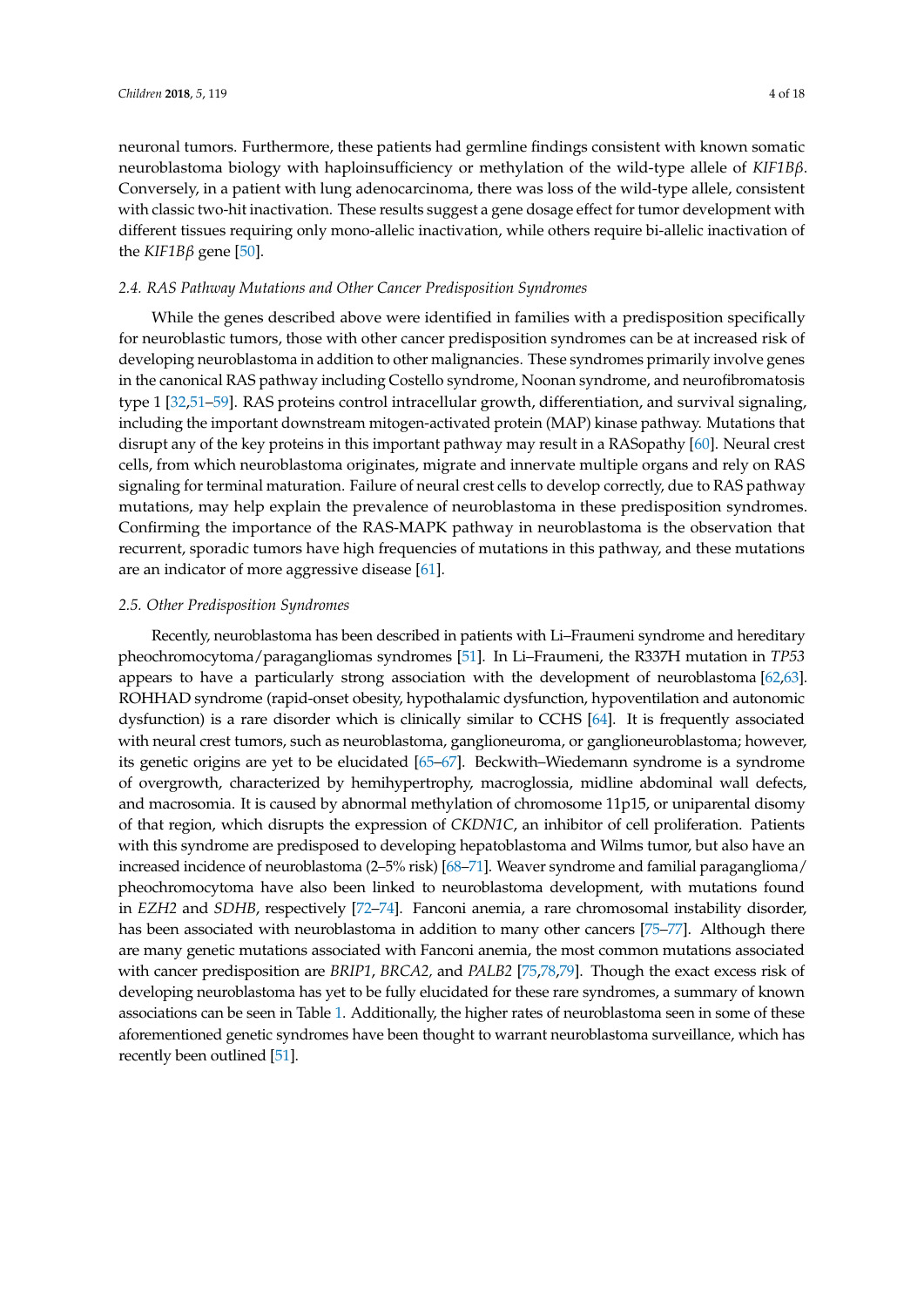neuronal tumors. Furthermore, these patients had germline findings consistent with known somatic neuroblastoma biology with haploinsufficiency or methylation of the wild-type allele of *KIF1Bβ*. Conversely, in a patient with lung adenocarcinoma, there was loss of the wild-type allele, consistent with classic two-hit inactivation. These results suggest a gene dosage effect for tumor development with different tissues requiring only mono-allelic inactivation, while others require bi-allelic inactivation of the *KIF1Bβ* gene [50].

### 2.4. RAS Pathway Mutations and Other Cancer Predisposition Syndromes

While the genes described above were identified in families with a predisposition specifically for neuroblastic tumors, those with other cancer predisposition syndromes can be at increased risk of developing neuroblastoma in addition to other malignancies. These syndromes primarily involve genes in the canonical RAS pathway including Costello syndrome, Noonan syndrome, and neurofibromatosis type 1 [32,51–59]. RAS proteins control intracellular growth, differentiation, and survival signaling, including the important downstream mitogen-activated protein (MAP) kinase pathway. Mutations that disrupt any of the key proteins in this important pathway may result in a RASopathy [60]. Neural crest cells, from which neuroblastoma originates, migrate and innervate multiple organs and rely on RAS signaling for terminal maturation. Failure of neural crest cells to develop correctly, due to RAS pathway mutations, may help explain the prevalence of neuroblastoma in these predisposition syndromes. Confirming the importance of the RAS-MAPK pathway in neuroblastoma is the observation that recurrent, sporadic tumors have high frequencies of mutations in this pathway, and these mutations are an indicator of more aggressive disease [61].

### 2.5. Other Predisposition Syndromes

Recently, neuroblastoma has been described in patients with Li–Fraumeni syndrome and hereditary pheochromocytoma/paragangliomas syndromes [51]. In Li–Fraumeni, the R337H mutation in *TP53* appears to have a particularly strong association with the development of neuroblastoma [62,63]. ROHHAD syndrome (rapid-onset obesity, hypothalamic dysfunction, hypoventilation and autonomic dysfunction) is a rare disorder which is clinically similar to CCHS [64]. It is frequently associated with neural crest tumors, such as neuroblastoma, ganglioneuroma, or ganglioneuroblastoma; however, its genetic origins are yet to be elucidated [65–67]. Beckwith–Wiedemann syndrome is a syndrome of overgrowth, characterized by hemihypertrophy, macroglossia, midline abdominal wall defects, and macrosomia. It is caused by abnormal methylation of chromosome 11p15, or uniparental disomy of that region, which disrupts the expression of *CKDN1C*, an inhibitor of cell proliferation. Patients with this syndrome are predisposed to developing hepatoblastoma and Wilms tumor, but also have an increased incidence of neuroblastoma (2–5% risk) [68–71]. Weaver syndrome and familial paraganglioma/pheochromocytoma have also been linked to neuroblastoma development, with mutations found in *EZH2* and *SDHB*, respectively [72–74]. Fanconi anemia, a rare chromosomal instability disorder, has been associated with neuroblastoma in addition to many other cancers [75–77]. Although there are many genetic mutations associated with Fanconi anemia, the most common mutations associated with cancer predisposition are *BRIP1*, *BRCA2,* and *PALB2* [75,78,79]. Though the exact excess risk of developing neuroblastoma has yet to be fully elucidated for these rare syndromes, a summary of known associations can be seen in Table 1. Additionally, the higher rates of neuroblastoma seen in some of these aforementioned genetic syndromes have been thought to warrant neuroblastoma surveillance, which has recently been outlined [51].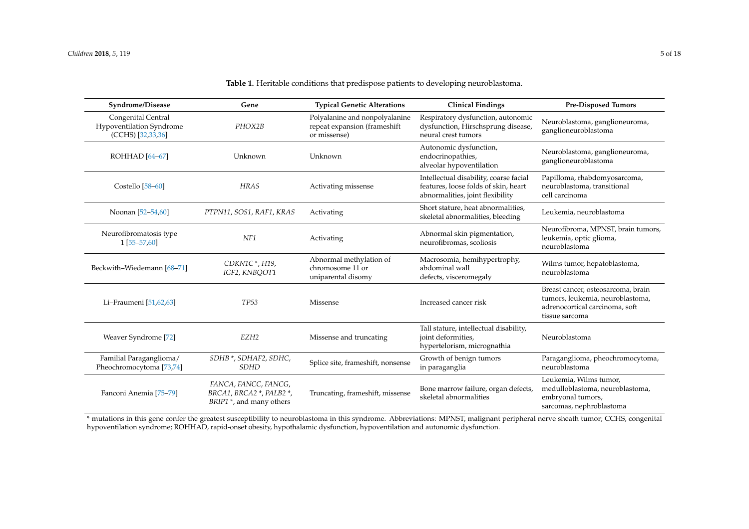**Table 1.** Heritable conditions that predispose patients to developing neuroblastoma.

| Syndrome/Disease | Gene | Typical Genetic Alterations | Clinical Findings | Pre-Disposed Tumors |
|---|---|---|---|---|
| Congenital Central Hypoventilation Syndrome (CCHS) [32,33,36] | *PHOX2B* | Polyalanine and nonpolyalanine repeat expansion (frameshift or missense) | Respiratory dysfunction, autonomic dysfunction, Hirschsprung disease, neural crest tumors | Neuroblastoma, ganglioneuroma, ganglioneuroblastoma |
| ROHHAD [64–67] | Unknown | Unknown | Autonomic dysfunction, endocrinopathies, alveolar hypoventilation | Neuroblastoma, ganglioneuroma, ganglioneuroblastoma |
| Costello [58–60] | *HRAS* | Activating missense | Intellectual disability, coarse facial features, loose folds of skin, heart abnormalities, joint flexibility | Papilloma, rhabdomyosarcoma, neuroblastoma, transitional cell carcinoma |
| Noonan [52–54,60] | *PTPN11, SOS1, RAF1, KRAS* | Activating | Short stature, heat abnormalities, skeletal abnormalities, bleeding | Leukemia, neuroblastoma |
| Neurofibromatosis type 1 [55–57,60] | *NF1* | Activating | Abnormal skin pigmentation, neurofibromas, scoliosis | Neurofibroma, MPNST, brain tumors, leukemia, optic glioma, neuroblastoma |
| Beckwith–Wiedemann [68–71] | *CDKN1C* *, *H19*, *IGF2*, *KNBQOT1* | Abnormal methylation of chromosome 11 or uniparental disomy | Macrosomia, hemihypertrophy, abdominal wall defects, visceromegaly | Wilms tumor, hepatoblastoma, neuroblastoma |
| Li–Fraumeni [51,62,63] | *TP53* | Missense | Increased cancer risk | Breast cancer, osteosarcoma, brain tumors, leukemia, neuroblastoma, adrenocortical carcinoma, soft tissue sarcoma |
| Weaver Syndrome [72] | *EZH2* | Missense and truncating | Tall stature, intellectual disability, joint deformities, hypertelorism, micrognathia | Neuroblastoma |
| Familial Paraganglioma/ Pheochromocytoma [73,74] | *SDHB* *, *SDHAF2*, *SDHC*, *SDHD* | Splice site, frameshift, nonsense | Growth of benign tumors in paraganglia | Paraganglioma, pheochromocytoma, neuroblastoma |
| Fanconi Anemia [75–79] | *FANCA*, *FANCC*, *FANCG*, *BRCA1*, *BRCA2* *, *PALB2* *, *BRIP1* *, and many others | Truncating, frameshift, missense | Bone marrow failure, organ defects, skeletal abnormalities | Leukemia, Wilms tumor, medulloblastoma, neuroblastoma, embryonal tumors, sarcomas, nephroblastoma |

* mutations in this gene confer the greatest susceptibility to neuroblastoma in this syndrome. Abbreviations: MPNST, malignant peripheral nerve sheath tumor; CCHS, congenital hypoventilation syndrome; ROHHAD, rapid-onset obesity, hypothalamic dysfunction, hypoventilation and autonomic dysfunction.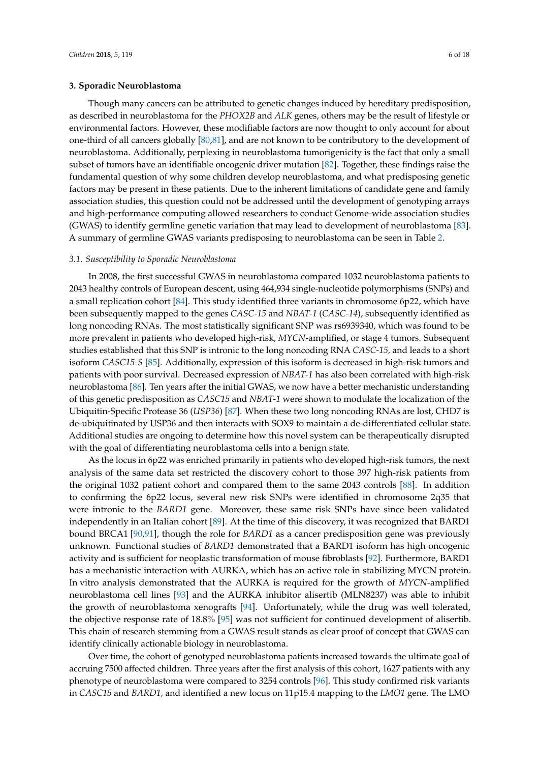## 3. Sporadic Neuroblastoma

Though many cancers can be attributed to genetic changes induced by hereditary predisposition, as described in neuroblastoma for the *PHOX2B* and *ALK* genes, others may be the result of lifestyle or environmental factors. However, these modifiable factors are now thought to only account for about one-third of all cancers globally [80,81], and are not known to be contributory to the development of neuroblastoma. Additionally, perplexing in neuroblastoma tumorigenicity is the fact that only a small subset of tumors have an identifiable oncogenic driver mutation [82]. Together, these findings raise the fundamental question of why some children develop neuroblastoma, and what predisposing genetic factors may be present in these patients. Due to the inherent limitations of candidate gene and family association studies, this question could not be addressed until the development of genotyping arrays and high-performance computing allowed researchers to conduct Genome-wide association studies (GWAS) to identify germline genetic variation that may lead to development of neuroblastoma [83]. A summary of germline GWAS variants predisposing to neuroblastoma can be seen in Table 2.

### *3.1. Susceptibility to Sporadic Neuroblastoma*

In 2008, the first successful GWAS in neuroblastoma compared 1032 neuroblastoma patients to 2043 healthy controls of European descent, using 464,934 single-nucleotide polymorphisms (SNPs) and a small replication cohort [84]. This study identified three variants in chromosome 6p22, which have been subsequently mapped to the genes *CASC-15* and *NBAT-1* (*CASC-14*), subsequently identified as long noncoding RNAs. The most statistically significant SNP was rs6939340, which was found to be more prevalent in patients who developed high-risk, *MYCN*-amplified, or stage 4 tumors. Subsequent studies established that this SNP is intronic to the long noncoding RNA *CASC-15,* and leads to a short isoform *CASC15-S* [85]. Additionally, expression of this isoform is decreased in high-risk tumors and patients with poor survival. Decreased expression of *NBAT-1* has also been correlated with high-risk neuroblastoma [86]. Ten years after the initial GWAS, we now have a better mechanistic understanding of this genetic predisposition as *CASC15* and *NBAT-1* were shown to modulate the localization of the Ubiquitin-Specific Protease 36 (*USP36*) [87]. When these two long noncoding RNAs are lost, CHD7 is de-ubiquitinated by USP36 and then interacts with SOX9 to maintain a de-differentiated cellular state. Additional studies are ongoing to determine how this novel system can be therapeutically disrupted with the goal of differentiating neuroblastoma cells into a benign state.

As the locus in 6p22 was enriched primarily in patients who developed high-risk tumors, the next analysis of the same data set restricted the discovery cohort to those 397 high-risk patients from the original 1032 patient cohort and compared them to the same 2043 controls [88]. In addition to confirming the 6p22 locus, several new risk SNPs were identified in chromosome 2q35 that were intronic to the *BARD1* gene. Moreover, these same risk SNPs have since been validated independently in an Italian cohort [89]. At the time of this discovery, it was recognized that BARD1 bound BRCA1 [90,91], though the role for *BARD1* as a cancer predisposition gene was previously unknown. Functional studies of *BARD1* demonstrated that a BARD1 isoform has high oncogenic activity and is sufficient for neoplastic transformation of mouse fibroblasts [92]. Furthermore, BARD1 has a mechanistic interaction with AURKA, which has an active role in stabilizing MYCN protein. In vitro analysis demonstrated that the AURKA is required for the growth of *MYCN*-amplified neuroblastoma cell lines [93] and the AURKA inhibitor alisertib (MLN8237) was able to inhibit the growth of neuroblastoma xenografts [94]. Unfortunately, while the drug was well tolerated, the objective response rate of 18.8% [95] was not sufficient for continued development of alisertib. This chain of research stemming from a GWAS result stands as clear proof of concept that GWAS can identify clinically actionable biology in neuroblastoma.

Over time, the cohort of genotyped neuroblastoma patients increased towards the ultimate goal of accruing 7500 affected children. Three years after the first analysis of this cohort, 1627 patients with any phenotype of neuroblastoma were compared to 3254 controls [96]. This study confirmed risk variants in *CASC15* and *BARD1,* and identified a new locus on 11p15.4 mapping to the *LMO1* gene. The LMO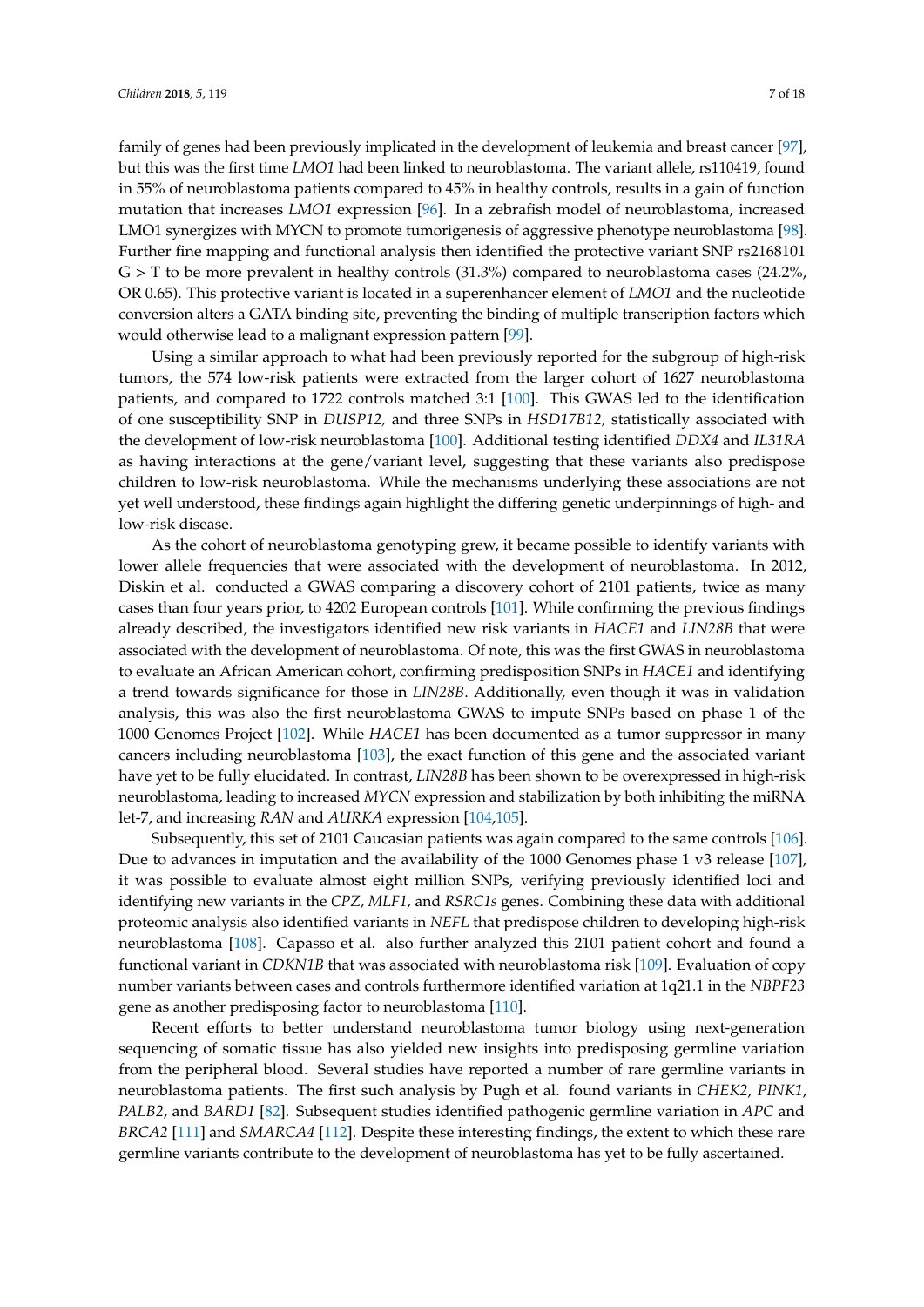family of genes had been previously implicated in the development of leukemia and breast cancer [97], but this was the first time *LMO1* had been linked to neuroblastoma. The variant allele, rs110419, found in 55% of neuroblastoma patients compared to 45% in healthy controls, results in a gain of function mutation that increases *LMO1* expression [96]. In a zebrafish model of neuroblastoma, increased LMO1 synergizes with MYCN to promote tumorigenesis of aggressive phenotype neuroblastoma [98]. Further fine mapping and functional analysis then identified the protective variant SNP rs2168101 G > T to be more prevalent in healthy controls (31.3%) compared to neuroblastoma cases (24.2%, OR 0.65). This protective variant is located in a superenhancer element of *LMO1* and the nucleotide conversion alters a GATA binding site, preventing the binding of multiple transcription factors which would otherwise lead to a malignant expression pattern [99].

Using a similar approach to what had been previously reported for the subgroup of high-risk tumors, the 574 low-risk patients were extracted from the larger cohort of 1627 neuroblastoma patients, and compared to 1722 controls matched 3:1 [100]. This GWAS led to the identification of one susceptibility SNP in *DUSP12,* and three SNPs in *HSD17B12,* statistically associated with the development of low-risk neuroblastoma [100]. Additional testing identified *DDX4* and *IL31RA* as having interactions at the gene/variant level, suggesting that these variants also predispose children to low-risk neuroblastoma. While the mechanisms underlying these associations are not yet well understood, these findings again highlight the differing genetic underpinnings of high- and low-risk disease.

As the cohort of neuroblastoma genotyping grew, it became possible to identify variants with lower allele frequencies that were associated with the development of neuroblastoma. In 2012, Diskin et al. conducted a GWAS comparing a discovery cohort of 2101 patients, twice as many cases than four years prior, to 4202 European controls [101]. While confirming the previous findings already described, the investigators identified new risk variants in *HACE1* and *LIN28B* that were associated with the development of neuroblastoma. Of note, this was the first GWAS in neuroblastoma to evaluate an African American cohort, confirming predisposition SNPs in *HACE1* and identifying a trend towards significance for those in *LIN28B*. Additionally, even though it was in validation analysis, this was also the first neuroblastoma GWAS to impute SNPs based on phase 1 of the 1000 Genomes Project [102]. While *HACE1* has been documented as a tumor suppressor in many cancers including neuroblastoma [103], the exact function of this gene and the associated variant have yet to be fully elucidated. In contrast, *LIN28B* has been shown to be overexpressed in high-risk neuroblastoma, leading to increased *MYCN* expression and stabilization by both inhibiting the miRNA let-7, and increasing *RAN* and *AURKA* expression [104,105].

Subsequently, this set of 2101 Caucasian patients was again compared to the same controls [106]. Due to advances in imputation and the availability of the 1000 Genomes phase 1 v3 release [107], it was possible to evaluate almost eight million SNPs, verifying previously identified loci and identifying new variants in the *CPZ, MLF1,* and *RSRC1s* genes. Combining these data with additional proteomic analysis also identified variants in *NEFL* that predispose children to developing high-risk neuroblastoma [108]. Capasso et al. also further analyzed this 2101 patient cohort and found a functional variant in *CDKN1B* that was associated with neuroblastoma risk [109]. Evaluation of copy number variants between cases and controls furthermore identified variation at 1q21.1 in the *NBPF23* gene as another predisposing factor to neuroblastoma [110].

Recent efforts to better understand neuroblastoma tumor biology using next-generation sequencing of somatic tissue has also yielded new insights into predisposing germline variation from the peripheral blood. Several studies have reported a number of rare germline variants in neuroblastoma patients. The first such analysis by Pugh et al. found variants in *CHEK2*, *PINK1*, *PALB2*, and *BARD1* [82]. Subsequent studies identified pathogenic germline variation in *APC* and *BRCA2* [111] and *SMARCA4* [112]. Despite these interesting findings, the extent to which these rare germline variants contribute to the development of neuroblastoma has yet to be fully ascertained.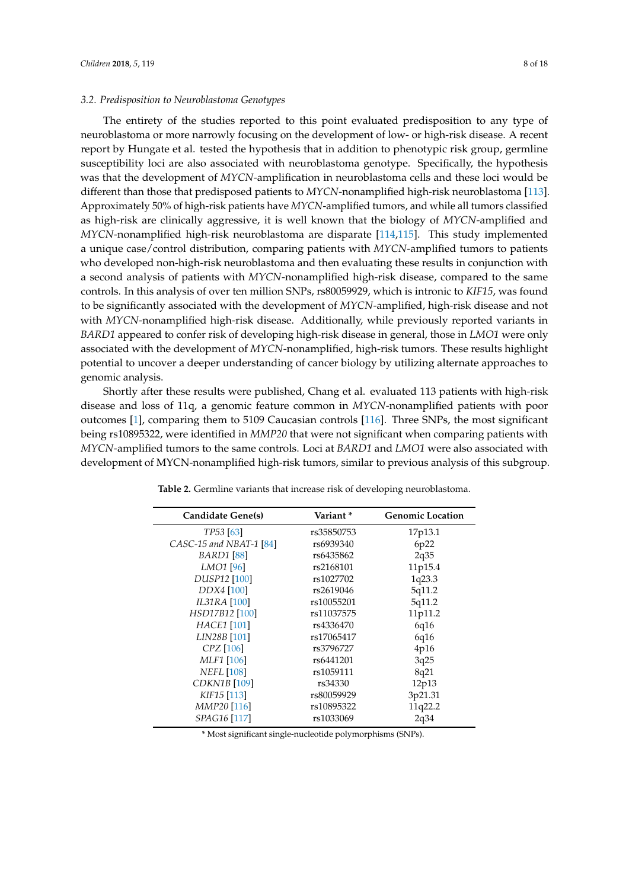### 3.2. Predisposition to Neuroblastoma Genotypes

The entirety of the studies reported to this point evaluated predisposition to any type of neuroblastoma or more narrowly focusing on the development of low- or high-risk disease. A recent report by Hungate et al. tested the hypothesis that in addition to phenotypic risk group, germline susceptibility loci are also associated with neuroblastoma genotype. Specifically, the hypothesis was that the development of *MYCN*-amplification in neuroblastoma cells and these loci would be different than those that predisposed patients to *MYCN*-nonamplified high-risk neuroblastoma [113]. Approximately 50% of high-risk patients have *MYCN*-amplified tumors, and while all tumors classified as high-risk are clinically aggressive, it is well known that the biology of *MYCN*-amplified and *MYCN*-nonamplified high-risk neuroblastoma are disparate [114,115]. This study implemented a unique case/control distribution, comparing patients with *MYCN*-amplified tumors to patients who developed non-high-risk neuroblastoma and then evaluating these results in conjunction with a second analysis of patients with *MYCN*-nonamplified high-risk disease, compared to the same controls. In this analysis of over ten million SNPs, rs80059929, which is intronic to *KIF15*, was found to be significantly associated with the development of *MYCN*-amplified, high-risk disease and not with *MYCN*-nonamplified high-risk disease. Additionally, while previously reported variants in *BARD1* appeared to confer risk of developing high-risk disease in general, those in *LMO1* were only associated with the development of *MYCN*-nonamplified, high-risk tumors. These results highlight potential to uncover a deeper understanding of cancer biology by utilizing alternate approaches to genomic analysis.

Shortly after these results were published, Chang et al. evaluated 113 patients with high-risk disease and loss of 11q, a genomic feature common in *MYCN*-nonamplified patients with poor outcomes [1], comparing them to 5109 Caucasian controls [116]. Three SNPs, the most significant being rs10895322, were identified in *MMP20* that were not significant when comparing patients with *MYCN*-amplified tumors to the same controls. Loci at *BARD1* and *LMO1* were also associated with development of MYCN-nonamplified high-risk tumors, similar to previous analysis of this subgroup.

**Table 2.** Germline variants that increase risk of developing neuroblastoma.

| Candidate Gene(s) | Variant * | Genomic Location |
|---|---|---|
| *TP53* [63] | rs35850753 | 17p13.1 |
| *CASC-15 and NBAT-1* [84] | rs6939340 | 6p22 |
| *BARD1* [88] | rs6435862 | 2q35 |
| *LMO1* [96] | rs2168101 | 11p15.4 |
| *DUSP12* [100] | rs1027702 | 1q23.3 |
| *DDX4* [100] | rs2619046 | 5q11.2 |
| *IL31RA* [100] | rs10055201 | 5q11.2 |
| *HSD17B12* [100] | rs11037575 | 11p11.2 |
| *HACE1* [101] | rs4336470 | 6q16 |
| *LIN28B* [101] | rs17065417 | 6q16 |
| *CPZ* [106] | rs3796727 | 4p16 |
| *MLF1* [106] | rs6441201 | 3q25 |
| *NEFL* [108] | rs1059111 | 8q21 |
| *CDKN1B* [109] | rs34330 | 12p13 |
| *KIF15* [113] | rs80059929 | 3p21.31 |
| *MMP20* [116] | rs10895322 | 11q22.2 |
| *SPAG16* [117] | rs1033069 | 2q34 |

* Most significant single-nucleotide polymorphisms (SNPs).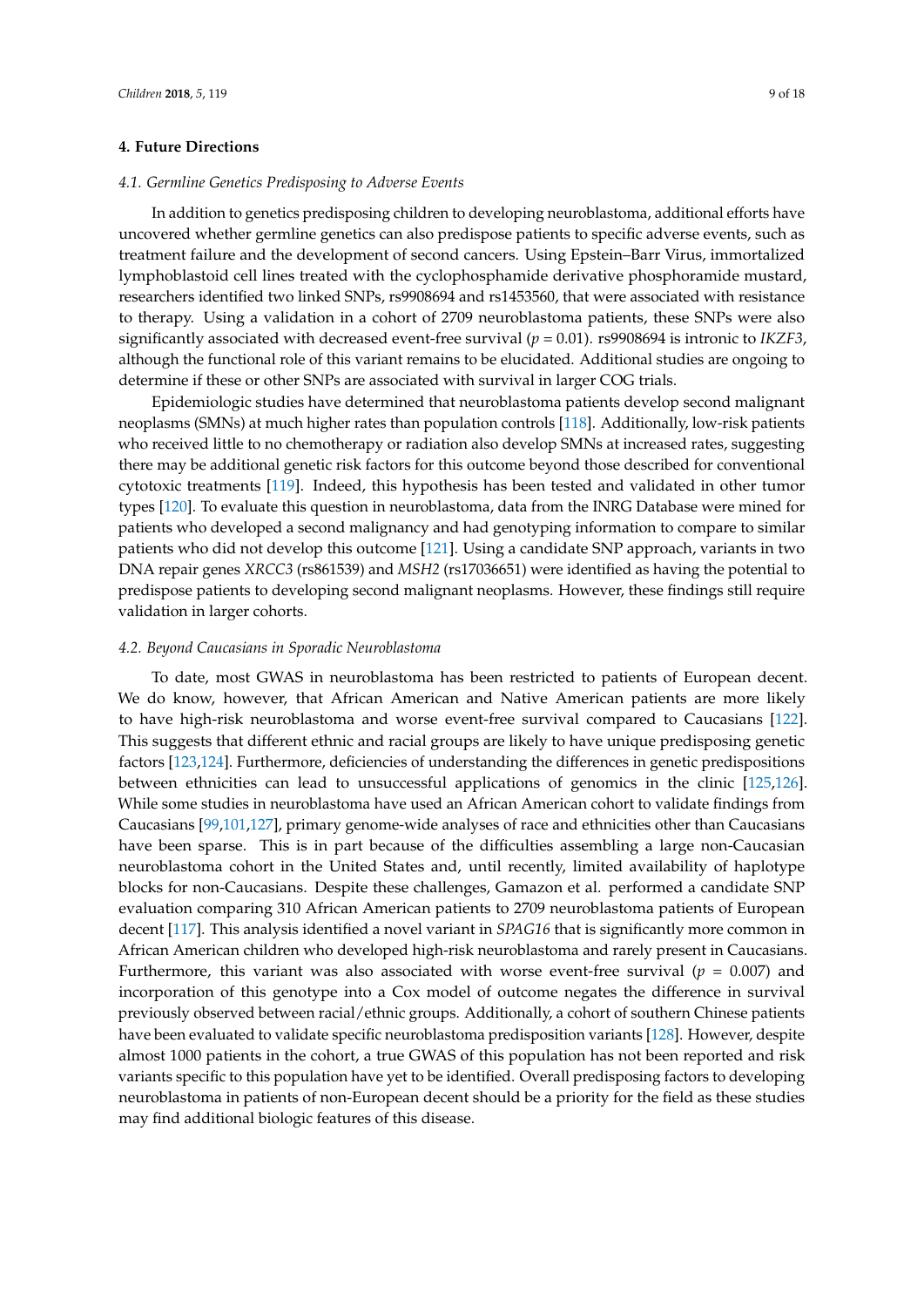## 4. Future Directions

### *4.1. Germline Genetics Predisposing to Adverse Events*

In addition to genetics predisposing children to developing neuroblastoma, additional efforts have uncovered whether germline genetics can also predispose patients to specific adverse events, such as treatment failure and the development of second cancers. Using Epstein–Barr Virus, immortalized lymphoblastoid cell lines treated with the cyclophosphamide derivative phosphoramide mustard, researchers identified two linked SNPs, rs9908694 and rs1453560, that were associated with resistance to therapy. Using a validation in a cohort of 2709 neuroblastoma patients, these SNPs were also significantly associated with decreased event-free survival ($p = 0.01$). rs9908694 is intronic to *IKZF3*, although the functional role of this variant remains to be elucidated. Additional studies are ongoing to determine if these or other SNPs are associated with survival in larger COG trials.

Epidemiologic studies have determined that neuroblastoma patients develop second malignant neoplasms (SMNs) at much higher rates than population controls [118]. Additionally, low-risk patients who received little to no chemotherapy or radiation also develop SMNs at increased rates, suggesting there may be additional genetic risk factors for this outcome beyond those described for conventional cytotoxic treatments [119]. Indeed, this hypothesis has been tested and validated in other tumor types [120]. To evaluate this question in neuroblastoma, data from the INRG Database were mined for patients who developed a second malignancy and had genotyping information to compare to similar patients who did not develop this outcome [121]. Using a candidate SNP approach, variants in two DNA repair genes *XRCC3* (rs861539) and *MSH2* (rs17036651) were identified as having the potential to predispose patients to developing second malignant neoplasms. However, these findings still require validation in larger cohorts.

### *4.2. Beyond Caucasians in Sporadic Neuroblastoma*

To date, most GWAS in neuroblastoma has been restricted to patients of European decent. We do know, however, that African American and Native American patients are more likely to have high-risk neuroblastoma and worse event-free survival compared to Caucasians [122]. This suggests that different ethnic and racial groups are likely to have unique predisposing genetic factors [123,124]. Furthermore, deficiencies of understanding the differences in genetic predispositions between ethnicities can lead to unsuccessful applications of genomics in the clinic [125,126]. While some studies in neuroblastoma have used an African American cohort to validate findings from Caucasians [99,101,127], primary genome-wide analyses of race and ethnicities other than Caucasians have been sparse. This is in part because of the difficulties assembling a large non-Caucasian neuroblastoma cohort in the United States and, until recently, limited availability of haplotype blocks for non-Caucasians. Despite these challenges, Gamazon et al. performed a candidate SNP evaluation comparing 310 African American patients to 2709 neuroblastoma patients of European decent [117]. This analysis identified a novel variant in *SPAG16* that is significantly more common in African American children who developed high-risk neuroblastoma and rarely present in Caucasians. Furthermore, this variant was also associated with worse event-free survival ($p = 0.007$) and incorporation of this genotype into a Cox model of outcome negates the difference in survival previously observed between racial/ethnic groups. Additionally, a cohort of southern Chinese patients have been evaluated to validate specific neuroblastoma predisposition variants [128]. However, despite almost 1000 patients in the cohort, a true GWAS of this population has not been reported and risk variants specific to this population have yet to be identified. Overall predisposing factors to developing neuroblastoma in patients of non-European decent should be a priority for the field as these studies may find additional biologic features of this disease.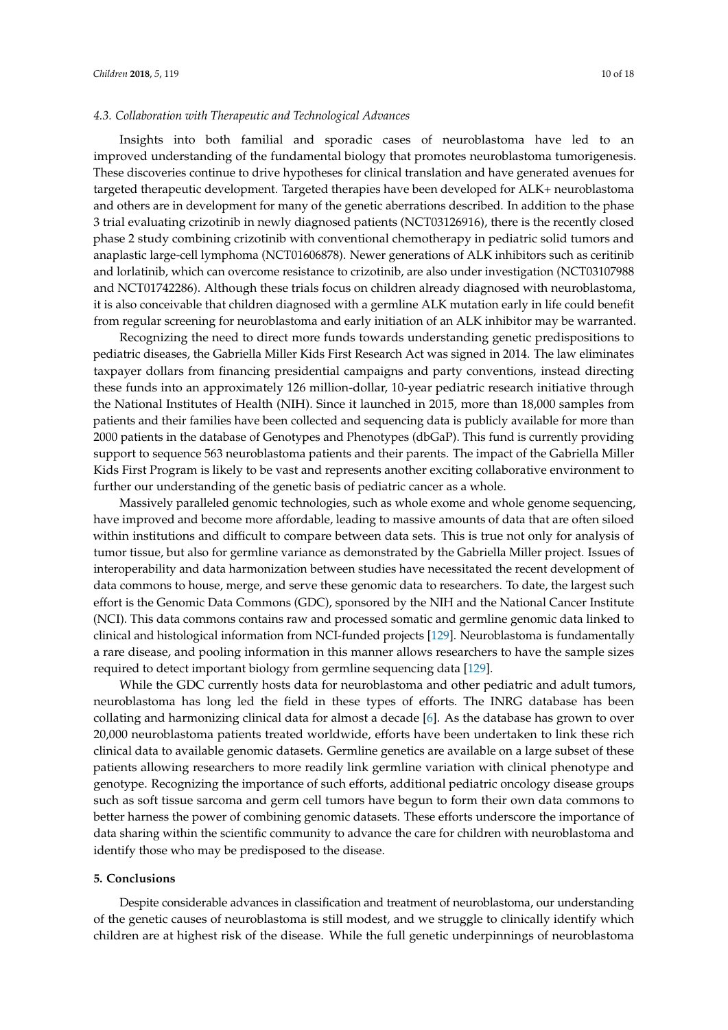### *4.3. Collaboration with Therapeutic and Technological Advances*

Insights into both familial and sporadic cases of neuroblastoma have led to an improved understanding of the fundamental biology that promotes neuroblastoma tumorigenesis. These discoveries continue to drive hypotheses for clinical translation and have generated avenues for targeted therapeutic development. Targeted therapies have been developed for ALK+ neuroblastoma and others are in development for many of the genetic aberrations described. In addition to the phase 3 trial evaluating crizotinib in newly diagnosed patients (NCT03126916), there is the recently closed phase 2 study combining crizotinib with conventional chemotherapy in pediatric solid tumors and anaplastic large-cell lymphoma (NCT01606878). Newer generations of ALK inhibitors such as ceritinib and lorlatinib, which can overcome resistance to crizotinib, are also under investigation (NCT03107988 and NCT01742286). Although these trials focus on children already diagnosed with neuroblastoma, it is also conceivable that children diagnosed with a germline ALK mutation early in life could benefit from regular screening for neuroblastoma and early initiation of an ALK inhibitor may be warranted.

Recognizing the need to direct more funds towards understanding genetic predispositions to pediatric diseases, the Gabriella Miller Kids First Research Act was signed in 2014. The law eliminates taxpayer dollars from financing presidential campaigns and party conventions, instead directing these funds into an approximately 126 million-dollar, 10-year pediatric research initiative through the National Institutes of Health (NIH). Since it launched in 2015, more than 18,000 samples from patients and their families have been collected and sequencing data is publicly available for more than 2000 patients in the database of Genotypes and Phenotypes (dbGaP). This fund is currently providing support to sequence 563 neuroblastoma patients and their parents. The impact of the Gabriella Miller Kids First Program is likely to be vast and represents another exciting collaborative environment to further our understanding of the genetic basis of pediatric cancer as a whole.

Massively paralleled genomic technologies, such as whole exome and whole genome sequencing, have improved and become more affordable, leading to massive amounts of data that are often siloed within institutions and difficult to compare between data sets. This is true not only for analysis of tumor tissue, but also for germline variance as demonstrated by the Gabriella Miller project. Issues of interoperability and data harmonization between studies have necessitated the recent development of data commons to house, merge, and serve these genomic data to researchers. To date, the largest such effort is the Genomic Data Commons (GDC), sponsored by the NIH and the National Cancer Institute (NCI). This data commons contains raw and processed somatic and germline genomic data linked to clinical and histological information from NCI-funded projects [129]. Neuroblastoma is fundamentally a rare disease, and pooling information in this manner allows researchers to have the sample sizes required to detect important biology from germline sequencing data [129].

While the GDC currently hosts data for neuroblastoma and other pediatric and adult tumors, neuroblastoma has long led the field in these types of efforts. The INRG database has been collating and harmonizing clinical data for almost a decade [6]. As the database has grown to over 20,000 neuroblastoma patients treated worldwide, efforts have been undertaken to link these rich clinical data to available genomic datasets. Germline genetics are available on a large subset of these patients allowing researchers to more readily link germline variation with clinical phenotype and genotype. Recognizing the importance of such efforts, additional pediatric oncology disease groups such as soft tissue sarcoma and germ cell tumors have begun to form their own data commons to better harness the power of combining genomic datasets. These efforts underscore the importance of data sharing within the scientific community to advance the care for children with neuroblastoma and identify those who may be predisposed to the disease.

## 5. Conclusions

Despite considerable advances in classification and treatment of neuroblastoma, our understanding of the genetic causes of neuroblastoma is still modest, and we struggle to clinically identify which children are at highest risk of the disease. While the full genetic underpinnings of neuroblastoma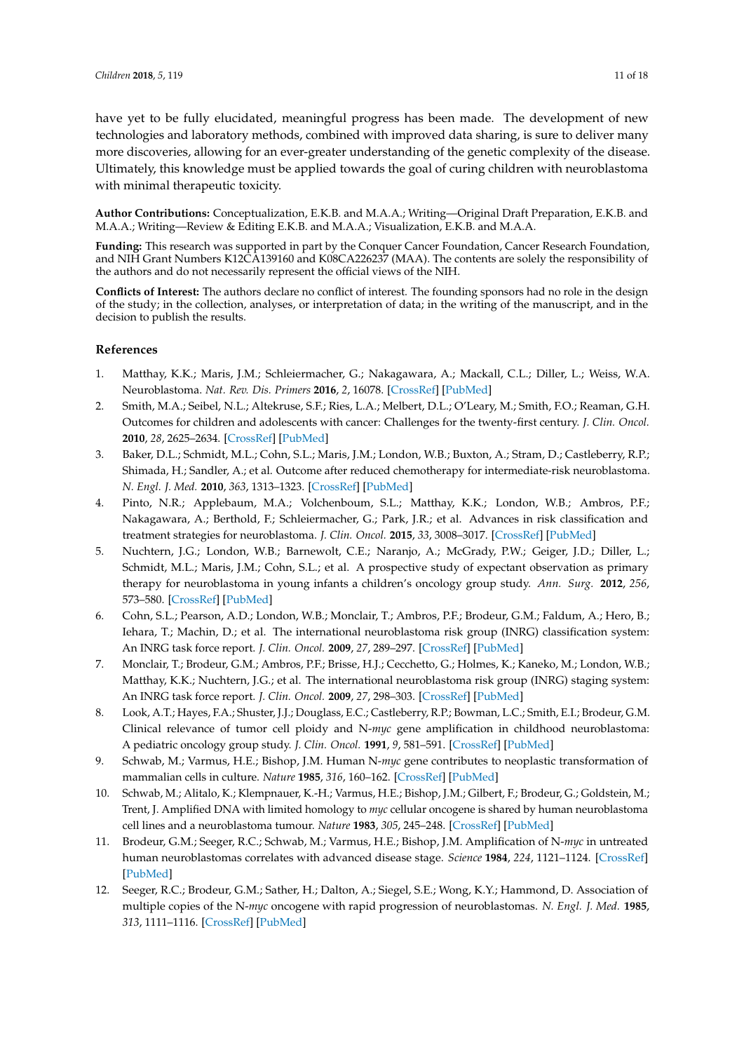have yet to be fully elucidated, meaningful progress has been made. The development of new technologies and laboratory methods, combined with improved data sharing, is sure to deliver many more discoveries, allowing for an ever-greater understanding of the genetic complexity of the disease. Ultimately, this knowledge must be applied towards the goal of curing children with neuroblastoma with minimal therapeutic toxicity.

**Author Contributions:** Conceptualization, E.K.B. and M.A.A.; Writing—Original Draft Preparation, E.K.B. and M.A.A.; Writing—Review & Editing E.K.B. and M.A.A.; Visualization, E.K.B. and M.A.A.

**Funding:** This research was supported in part by the Conquer Cancer Foundation, Cancer Research Foundation, and NIH Grant Numbers K12CA139160 and K08CA226237 (MAA). The contents are solely the responsibility of the authors and do not necessarily represent the official views of the NIH.

**Conflicts of Interest:** The authors declare no conflict of interest. The founding sponsors had no role in the design of the study; in the collection, analyses, or interpretation of data; in the writing of the manuscript, and in the decision to publish the results.

## References

1. Matthay, K.K.; Maris, J.M.; Schleiermacher, G.; Nakagawara, A.; Mackall, C.L.; Diller, L.; Weiss, W.A. Neuroblastoma. *Nat. Rev. Dis. Primers* **2016**, *2*, 16078. [CrossRef] [PubMed]
2. Smith, M.A.; Seibel, N.L.; Altekruse, S.F.; Ries, L.A.; Melbert, D.L.; O'Leary, M.; Smith, F.O.; Reaman, G.H. Outcomes for children and adolescents with cancer: Challenges for the twenty-first century. *J. Clin. Oncol.* **2010**, *28*, 2625–2634. [CrossRef] [PubMed]
3. Baker, D.L.; Schmidt, M.L.; Cohn, S.L.; Maris, J.M.; London, W.B.; Buxton, A.; Stram, D.; Castleberry, R.P.; Shimada, H.; Sandler, A.; et al. Outcome after reduced chemotherapy for intermediate-risk neuroblastoma. *N. Engl. J. Med.* **2010**, *363*, 1313–1323. [CrossRef] [PubMed]
4. Pinto, N.R.; Applebaum, M.A.; Volchenboum, S.L.; Matthay, K.K.; London, W.B.; Ambros, P.F.; Nakagawara, A.; Berthold, F.; Schleiermacher, G.; Park, J.R.; et al. Advances in risk classification and treatment strategies for neuroblastoma. *J. Clin. Oncol.* **2015**, *33*, 3008–3017. [CrossRef] [PubMed]
5. Nuchtern, J.G.; London, W.B.; Barnewolt, C.E.; Naranjo, A.; McGrady, P.W.; Geiger, J.D.; Diller, L.; Schmidt, M.L.; Maris, J.M.; Cohn, S.L.; et al. A prospective study of expectant observation as primary therapy for neuroblastoma in young infants a children's oncology group study. *Ann. Surg.* **2012**, *256*, 573–580. [CrossRef] [PubMed]
6. Cohn, S.L.; Pearson, A.D.; London, W.B.; Monclair, T.; Ambros, P.F.; Brodeur, G.M.; Faldum, A.; Hero, B.; Iehara, T.; Machin, D.; et al. The international neuroblastoma risk group (INRG) classification system: An INRG task force report. *J. Clin. Oncol.* **2009**, *27*, 289–297. [CrossRef] [PubMed]
7. Monclair, T.; Brodeur, G.M.; Ambros, P.F.; Brisse, H.J.; Cecchetto, G.; Holmes, K.; Kaneko, M.; London, W.B.; Matthay, K.K.; Nuchtern, J.G.; et al. The international neuroblastoma risk group (INRG) staging system: An INRG task force report. *J. Clin. Oncol.* **2009**, *27*, 298–303. [CrossRef] [PubMed]
8. Look, A.T.; Hayes, F.A.; Shuster, J.J.; Douglass, E.C.; Castleberry, R.P.; Bowman, L.C.; Smith, E.I.; Brodeur, G.M. Clinical relevance of tumor cell ploidy and N-*myc* gene amplification in childhood neuroblastoma: A pediatric oncology group study. *J. Clin. Oncol.* **1991**, *9*, 581–591. [CrossRef] [PubMed]
9. Schwab, M.; Varmus, H.E.; Bishop, J.M. Human N-*myc* gene contributes to neoplastic transformation of mammalian cells in culture. *Nature* **1985**, *316*, 160–162. [CrossRef] [PubMed]
10. Schwab, M.; Alitalo, K.; Klempnauer, K.-H.; Varmus, H.E.; Bishop, J.M.; Gilbert, F.; Brodeur, G.; Goldstein, M.; Trent, J. Amplified DNA with limited homology to *myc* cellular oncogene is shared by human neuroblastoma cell lines and a neuroblastoma tumour. *Nature* **1983**, *305*, 245–248. [CrossRef] [PubMed]
11. Brodeur, G.M.; Seeger, R.C.; Schwab, M.; Varmus, H.E.; Bishop, J.M. Amplification of N-*myc* in untreated human neuroblastomas correlates with advanced disease stage. *Science* **1984**, *224*, 1121–1124. [CrossRef] [PubMed]
12. Seeger, R.C.; Brodeur, G.M.; Sather, H.; Dalton, A.; Siegel, S.E.; Wong, K.Y.; Hammond, D. Association of multiple copies of the N-*myc* oncogene with rapid progression of neuroblastomas. *N. Engl. J. Med.* **1985**, *313*, 1111–1116. [CrossRef] [PubMed]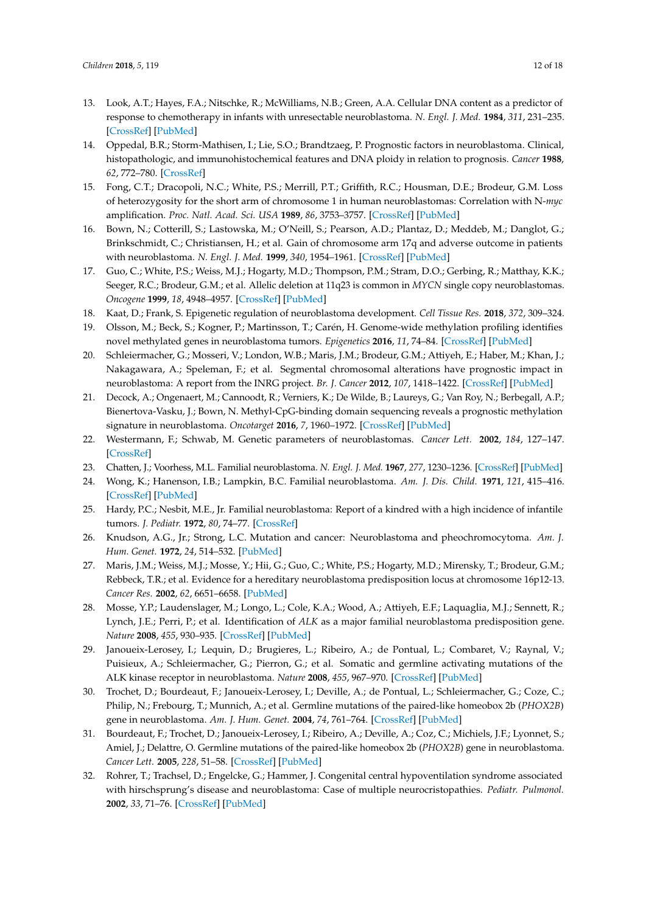13. Look, A.T.; Hayes, F.A.; Nitschke, R.; McWilliams, N.B.; Green, A.A. Cellular DNA content as a predictor of response to chemotherapy in infants with unresectable neuroblastoma. *N. Engl. J. Med.* **1984**, *311*, 231–235. [CrossRef] [PubMed]
14. Oppedal, B.R.; Storm-Mathisen, I.; Lie, S.O.; Brandtzaeg, P. Prognostic factors in neuroblastoma. Clinical, histopathologic, and immunohistochemical features and DNA ploidy in relation to prognosis. *Cancer* **1988**, *62*, 772–780. [CrossRef]
15. Fong, C.T.; Dracopoli, N.C.; White, P.S.; Merrill, P.T.; Griffith, R.C.; Housman, D.E.; Brodeur, G.M. Loss of heterozygosity for the short arm of chromosome 1 in human neuroblastomas: Correlation with N-*myc* amplification. *Proc. Natl. Acad. Sci. USA* **1989**, *86*, 3753–3757. [CrossRef] [PubMed]
16. Bown, N.; Cotterill, S.; Lastowska, M.; O'Neill, S.; Pearson, A.D.; Plantaz, D.; Meddeb, M.; Danglot, G.; Brinkschmidt, C.; Christiansen, H.; et al. Gain of chromosome arm 17q and adverse outcome in patients with neuroblastoma. *N. Engl. J. Med.* **1999**, *340*, 1954–1961. [CrossRef] [PubMed]
17. Guo, C.; White, P.S.; Weiss, M.J.; Hogarty, M.D.; Thompson, P.M.; Stram, D.O.; Gerbing, R.; Matthay, K.K.; Seeger, R.C.; Brodeur, G.M.; et al. Allelic deletion at 11q23 is common in *MYCN* single copy neuroblastomas. *Oncogene* **1999**, *18*, 4948–4957. [CrossRef] [PubMed]
18. Kaat, D.; Frank, S. Epigenetic regulation of neuroblastoma development. *Cell Tissue Res.* **2018**, *372*, 309–324.
19. Olsson, M.; Beck, S.; Kogner, P.; Martinsson, T.; Carén, H. Genome-wide methylation profiling identifies novel methylated genes in neuroblastoma tumors. *Epigenetics* **2016**, *11*, 74–84. [CrossRef] [PubMed]
20. Schleiermacher, G.; Mosseri, V.; London, W.B.; Maris, J.M.; Brodeur, G.M.; Attiyeh, E.; Haber, M.; Khan, J.; Nakagawara, A.; Speleman, F.; et al. Segmental chromosomal alterations have prognostic impact in neuroblastoma: A report from the INRG project. *Br. J. Cancer* **2012**, *107*, 1418–1422. [CrossRef] [PubMed]
21. Decock, A.; Ongenaert, M.; Cannoodt, R.; Verniers, K.; De Wilde, B.; Laureys, G.; Van Roy, N.; Berbegall, A.P.; Bienertova-Vasku, J.; Bown, N. Methyl-CpG-binding domain sequencing reveals a prognostic methylation signature in neuroblastoma. *Oncotarget* **2016**, *7*, 1960–1972. [CrossRef] [PubMed]
22. Westermann, F.; Schwab, M. Genetic parameters of neuroblastomas. *Cancer Lett.* **2002**, *184*, 127–147. [CrossRef]
23. Chatten, J.; Voorhess, M.L. Familial neuroblastoma. *N. Engl. J. Med.* **1967**, *277*, 1230–1236. [CrossRef] [PubMed]
24. Wong, K.; Hanenson, I.B.; Lampkin, B.C. Familial neuroblastoma. *Am. J. Dis. Child.* **1971**, *121*, 415–416. [CrossRef] [PubMed]
25. Hardy, P.C.; Nesbit, M.E., Jr. Familial neuroblastoma: Report of a kindred with a high incidence of infantile tumors. *J. Pediatr.* **1972**, *80*, 74–77. [CrossRef]
26. Knudson, A.G., Jr.; Strong, L.C. Mutation and cancer: Neuroblastoma and pheochromocytoma. *Am. J. Hum. Genet.* **1972**, *24*, 514–532. [PubMed]
27. Maris, J.M.; Weiss, M.J.; Mosse, Y.; Hii, G.; Guo, C.; White, P.S.; Hogarty, M.D.; Mirensky, T.; Brodeur, G.M.; Rebbeck, T.R.; et al. Evidence for a hereditary neuroblastoma predisposition locus at chromosome 16p12-13. *Cancer Res.* **2002**, *62*, 6651–6658. [PubMed]
28. Mosse, Y.P.; Laudenslager, M.; Longo, L.; Cole, K.A.; Wood, A.; Attiyeh, E.F.; Laquaglia, M.J.; Sennett, R.; Lynch, J.E.; Perri, P.; et al. Identification of *ALK* as a major familial neuroblastoma predisposition gene. *Nature* **2008**, *455*, 930–935. [CrossRef] [PubMed]
29. Janoueix-Lerosey, I.; Lequin, D.; Brugieres, L.; Ribeiro, A.; de Pontual, L.; Combaret, V.; Raynal, V.; Puisieux, A.; Schleiermacher, G.; Pierron, G.; et al. Somatic and germline activating mutations of the ALK kinase receptor in neuroblastoma. *Nature* **2008**, *455*, 967–970. [CrossRef] [PubMed]
30. Trochet, D.; Bourdeaut, F.; Janoueix-Lerosey, I.; Deville, A.; de Pontual, L.; Schleiermacher, G.; Coze, C.; Philip, N.; Frebourg, T.; Munnich, A.; et al. Germline mutations of the paired-like homeobox 2b (*PHOX2B*) gene in neuroblastoma. *Am. J. Hum. Genet.* **2004**, *74*, 761–764. [CrossRef] [PubMed]
31. Bourdeaut, F.; Trochet, D.; Janoueix-Lerosey, I.; Ribeiro, A.; Deville, A.; Coz, C.; Michiels, J.F.; Lyonnet, S.; Amiel, J.; Delattre, O. Germline mutations of the paired-like homeobox 2b (*PHOX2B*) gene in neuroblastoma. *Cancer Lett.* **2005**, *228*, 51–58. [CrossRef] [PubMed]
32. Rohrer, T.; Trachsel, D.; Engelcke, G.; Hammer, J. Congenital central hypoventilation syndrome associated with hirschsprung's disease and neuroblastoma: Case of multiple neurocristopathies. *Pediatr. Pulmonol.* **2002**, *33*, 71–76. [CrossRef] [PubMed]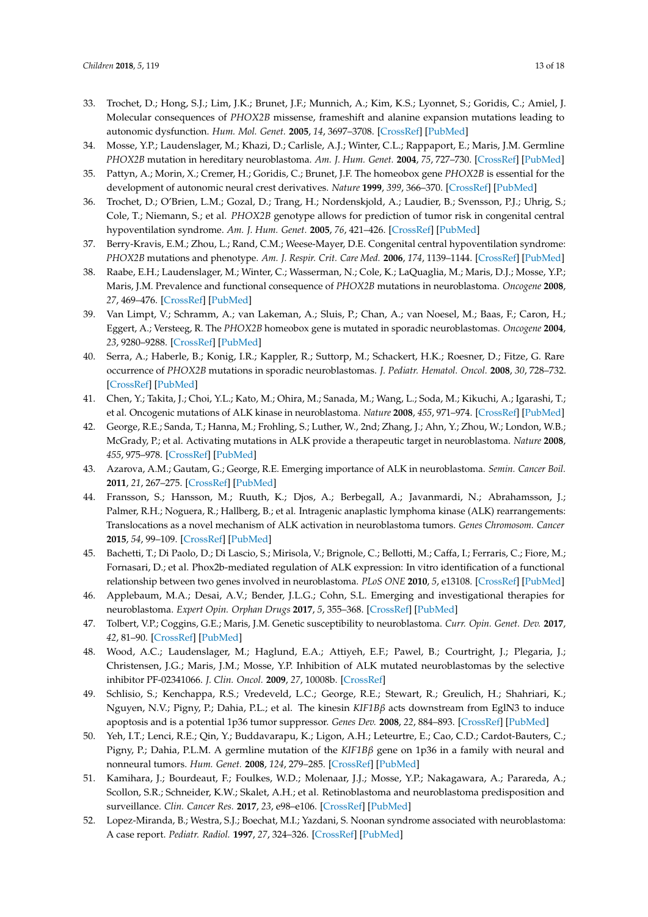33. Trochet, D.; Hong, S.J.; Lim, J.K.; Brunet, J.F.; Munnich, A.; Kim, K.S.; Lyonnet, S.; Goridis, C.; Amiel, J. Molecular consequences of *PHOX2B* missense, frameshift and alanine expansion mutations leading to autonomic dysfunction. *Hum. Mol. Genet.* **2005**, *14*, 3697–3708. [CrossRef] [PubMed]
34. Mosse, Y.P.; Laudenslager, M.; Khazi, D.; Carlisle, A.J.; Winter, C.L.; Rappaport, E.; Maris, J.M. Germline *PHOX2B* mutation in hereditary neuroblastoma. *Am. J. Hum. Genet.* **2004**, *75*, 727–730. [CrossRef] [PubMed]
35. Pattyn, A.; Morin, X.; Cremer, H.; Goridis, C.; Brunet, J.F. The homeobox gene *PHOX2B* is essential for the development of autonomic neural crest derivatives. *Nature* **1999**, *399*, 366–370. [CrossRef] [PubMed]
36. Trochet, D.; O'Brien, L.M.; Gozal, D.; Trang, H.; Nordenskjold, A.; Laudier, B.; Svensson, P.J.; Uhrig, S.; Cole, T.; Niemann, S.; et al. *PHOX2B* genotype allows for prediction of tumor risk in congenital central hypoventilation syndrome. *Am. J. Hum. Genet.* **2005**, *76*, 421–426. [CrossRef] [PubMed]
37. Berry-Kravis, E.M.; Zhou, L.; Rand, C.M.; Weese-Mayer, D.E. Congenital central hypoventilation syndrome: *PHOX2B* mutations and phenotype. *Am. J. Respir. Crit. Care Med.* **2006**, *174*, 1139–1144. [CrossRef] [PubMed]
38. Raabe, E.H.; Laudenslager, M.; Winter, C.; Wasserman, N.; Cole, K.; LaQuaglia, M.; Maris, D.J.; Mosse, Y.P.; Maris, J.M. Prevalence and functional consequence of *PHOX2B* mutations in neuroblastoma. *Oncogene* **2008**, *27*, 469–476. [CrossRef] [PubMed]
39. Van Limpt, V.; Schramm, A.; van Lakeman, A.; Sluis, P.; Chan, A.; van Noesel, M.; Baas, F.; Caron, H.; Eggert, A.; Versteeg, R. The *PHOX2B* homeobox gene is mutated in sporadic neuroblastomas. *Oncogene* **2004**, *23*, 9280–9288. [CrossRef] [PubMed]
40. Serra, A.; Haberle, B.; Konig, I.R.; Kappler, R.; Suttorp, M.; Schackert, H.K.; Roesner, D.; Fitze, G. Rare occurrence of *PHOX2B* mutations in sporadic neuroblastomas. *J. Pediatr. Hematol. Oncol.* **2008**, *30*, 728–732. [CrossRef] [PubMed]
41. Chen, Y.; Takita, J.; Choi, Y.L.; Kato, M.; Ohira, M.; Sanada, M.; Wang, L.; Soda, M.; Kikuchi, A.; Igarashi, T.; et al. Oncogenic mutations of ALK kinase in neuroblastoma. *Nature* **2008**, *455*, 971–974. [CrossRef] [PubMed]
42. George, R.E.; Sanda, T.; Hanna, M.; Frohling, S.; Luther, W., 2nd; Zhang, J.; Ahn, Y.; Zhou, W.; London, W.B.; McGrady, P.; et al. Activating mutations in ALK provide a therapeutic target in neuroblastoma. *Nature* **2008**, *455*, 975–978. [CrossRef] [PubMed]
43. Azarova, A.M.; Gautam, G.; George, R.E. Emerging importance of ALK in neuroblastoma. *Semin. Cancer Boil.* **2011**, *21*, 267–275. [CrossRef] [PubMed]
44. Fransson, S.; Hansson, M.; Ruuth, K.; Djos, A.; Berbegall, A.; Javanmardi, N.; Abrahamsson, J.; Palmer, R.H.; Noguera, R.; Hallberg, B.; et al. Intragenic anaplastic lymphoma kinase (ALK) rearrangements: Translocations as a novel mechanism of ALK activation in neuroblastoma tumors. *Genes Chromosom. Cancer* **2015**, *54*, 99–109. [CrossRef] [PubMed]
45. Bachetti, T.; Di Paolo, D.; Di Lascio, S.; Mirisola, V.; Brignole, C.; Bellotti, M.; Caffa, I.; Ferraris, C.; Fiore, M.; Fornasari, D.; et al. Phox2b-mediated regulation of ALK expression: In vitro identification of a functional relationship between two genes involved in neuroblastoma. *PLoS ONE* **2010**, *5*, e13108. [CrossRef] [PubMed]
46. Applebaum, M.A.; Desai, A.V.; Bender, J.L.G.; Cohn, S.L. Emerging and investigational therapies for neuroblastoma. *Expert Opin. Orphan Drugs* **2017**, *5*, 355–368. [CrossRef] [PubMed]
47. Tolbert, V.P.; Coggins, G.E.; Maris, J.M. Genetic susceptibility to neuroblastoma. *Curr. Opin. Genet. Dev.* **2017**, *42*, 81–90. [CrossRef] [PubMed]
48. Wood, A.C.; Laudenslager, M.; Haglund, E.A.; Attiyeh, E.F.; Pawel, B.; Courtright, J.; Plegaria, J.; Christensen, J.G.; Maris, J.M.; Mosse, Y.P. Inhibition of ALK mutated neuroblastomas by the selective inhibitor PF-02341066. *J. Clin. Oncol.* **2009**, *27*, 10008b. [CrossRef]
49. Schlisio, S.; Kenchappa, R.S.; Vredeveld, L.C.; George, R.E.; Stewart, R.; Greulich, H.; Shahriari, K.; Nguyen, N.V.; Pigny, P.; Dahia, P.L.; et al. The kinesin *KIF1Bβ* acts downstream from EglN3 to induce apoptosis and is a potential 1p36 tumor suppressor. *Genes Dev.* **2008**, *22*, 884–893. [CrossRef] [PubMed]
50. Yeh, I.T.; Lenci, R.E.; Qin, Y.; Buddavarapu, K.; Ligon, A.H.; Leteurtre, E.; Cao, C.D.; Cardot-Bauters, C.; Pigny, P.; Dahia, P.L.M. A germline mutation of the *KIF1Bβ* gene on 1p36 in a family with neural and nonneural tumors. *Hum. Genet.* **2008**, *124*, 279–285. [CrossRef] [PubMed]
51. Kamihara, J.; Bourdeaut, F.; Foulkes, W.D.; Molenaar, J.J.; Mosse, Y.P.; Nakagawara, A.; Parareda, A.; Scollon, S.R.; Schneider, K.W.; Skalet, A.H.; et al. Retinoblastoma and neuroblastoma predisposition and surveillance. *Clin. Cancer Res.* **2017**, *23*, e98–e106. [CrossRef] [PubMed]
52. Lopez-Miranda, B.; Westra, S.J.; Boechat, M.I.; Yazdani, S. Noonan syndrome associated with neuroblastoma: A case report. *Pediatr. Radiol.* **1997**, *27*, 324–326. [CrossRef] [PubMed]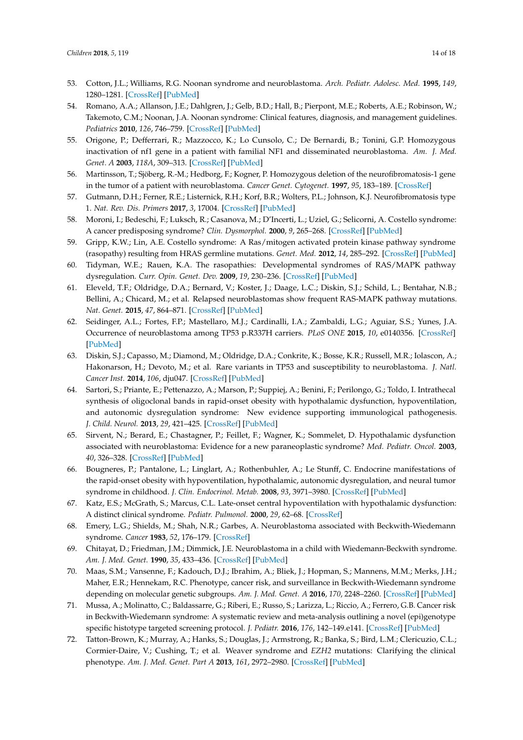53. Cotton, J.L.; Williams, R.G. Noonan syndrome and neuroblastoma. *Arch. Pediatr. Adolesc. Med.* **1995**, *149*, 1280–1281. [CrossRef] [PubMed]
54. Romano, A.A.; Allanson, J.E.; Dahlgren, J.; Gelb, B.D.; Hall, B.; Pierpont, M.E.; Roberts, A.E.; Robinson, W.; Takemoto, C.M.; Noonan, J.A. Noonan syndrome: Clinical features, diagnosis, and management guidelines. *Pediatrics* **2010**, *126*, 746–759. [CrossRef] [PubMed]
55. Origone, P.; Defferrari, R.; Mazzocco, K.; Lo Cunsolo, C.; De Bernardi, B.; Tonini, G.P. Homozygous inactivation of nf1 gene in a patient with familial NF1 and disseminated neuroblastoma. *Am. J. Med. Genet. A* **2003**, *118A*, 309–313. [CrossRef] [PubMed]
56. Martinsson, T.; Sjöberg, R.-M.; Hedborg, F.; Kogner, P. Homozygous deletion of the neurofibromatosis-1 gene in the tumor of a patient with neuroblastoma. *Cancer Genet. Cytogenet.* **1997**, *95*, 183–189. [CrossRef]
57. Gutmann, D.H.; Ferner, R.E.; Listernick, R.H.; Korf, B.R.; Wolters, P.L.; Johnson, K.J. Neurofibromatosis type 1. *Nat. Rev. Dis. Primers* **2017**, *3*, 17004. [CrossRef] [PubMed]
58. Moroni, I.; Bedeschi, F.; Luksch, R.; Casanova, M.; D'Incerti, L.; Uziel, G.; Selicorni, A. Costello syndrome: A cancer predisposing syndrome? *Clin. Dysmorphol.* **2000**, *9*, 265–268. [CrossRef] [PubMed]
59. Gripp, K.W.; Lin, A.E. Costello syndrome: A Ras/mitogen activated protein kinase pathway syndrome (rasopathy) resulting from HRAS germline mutations. *Genet. Med.* **2012**, *14*, 285–292. [CrossRef] [PubMed]
60. Tidyman, W.E.; Rauen, K.A. The rasopathies: Developmental syndromes of RAS/MAPK pathway dysregulation. *Curr. Opin. Genet. Dev.* **2009**, *19*, 230–236. [CrossRef] [PubMed]
61. Eleveld, T.F.; Oldridge, D.A.; Bernard, V.; Koster, J.; Daage, L.C.; Diskin, S.J.; Schild, L.; Bentahar, N.B.; Bellini, A.; Chicard, M.; et al. Relapsed neuroblastomas show frequent RAS-MAPK pathway mutations. *Nat. Genet.* **2015**, *47*, 864–871. [CrossRef] [PubMed]
62. Seidinger, A.L.; Fortes, F.P.; Mastellaro, M.J.; Cardinalli, I.A.; Zambaldi, L.G.; Aguiar, S.S.; Yunes, J.A. Occurrence of neuroblastoma among TP53 p.R337H carriers. *PLoS ONE* **2015**, *10*, e0140356. [CrossRef] [PubMed]
63. Diskin, S.J.; Capasso, M.; Diamond, M.; Oldridge, D.A.; Conkrite, K.; Bosse, K.R.; Russell, M.R.; Iolascon, A.; Hakonarson, H.; Devoto, M.; et al. Rare variants in TP53 and susceptibility to neuroblastoma. *J. Natl. Cancer Inst.* **2014**, *106*, dju047. [CrossRef] [PubMed]
64. Sartori, S.; Priante, E.; Pettenazzo, A.; Marson, P.; Suppiej, A.; Benini, F.; Perilongo, G.; Toldo, I. Intrathecal synthesis of oligoclonal bands in rapid-onset obesity with hypothalamic dysfunction, hypoventilation, and autonomic dysregulation syndrome: New evidence supporting immunological pathogenesis. *J. Child. Neurol.* **2013**, *29*, 421–425. [CrossRef] [PubMed]
65. Sirvent, N.; Berard, E.; Chastagner, P.; Feillet, F.; Wagner, K.; Sommelet, D. Hypothalamic dysfunction associated with neuroblastoma: Evidence for a new paraneoplastic syndrome? *Med. Pediatr. Oncol.* **2003**, *40*, 326–328. [CrossRef] [PubMed]
66. Bougneres, P.; Pantalone, L.; Linglart, A.; Rothenbuhler, A.; Le Stunff, C. Endocrine manifestations of the rapid-onset obesity with hypoventilation, hypothalamic, autonomic dysregulation, and neural tumor syndrome in childhood. *J. Clin. Endocrinol. Metab.* **2008**, *93*, 3971–3980. [CrossRef] [PubMed]
67. Katz, E.S.; McGrath, S.; Marcus, C.L. Late-onset central hypoventilation with hypothalamic dysfunction: A distinct clinical syndrome. *Pediatr. Pulmonol.* **2000**, *29*, 62–68. [CrossRef]
68. Emery, L.G.; Shields, M.; Shah, N.R.; Garbes, A. Neuroblastoma associated with Beckwith-Wiedemann syndrome. *Cancer* **1983**, *52*, 176–179. [CrossRef]
69. Chitayat, D.; Friedman, J.M.; Dimmick, J.E. Neuroblastoma in a child with Wiedemann-Beckwith syndrome. *Am. J. Med. Genet.* **1990**, *35*, 433–436. [CrossRef] [PubMed]
70. Maas, S.M.; Vansenne, F.; Kadouch, D.J.; Ibrahim, A.; Bliek, J.; Hopman, S.; Mannens, M.M.; Merks, J.H.; Maher, E.R.; Hennekam, R.C. Phenotype, cancer risk, and surveillance in Beckwith-Wiedemann syndrome depending on molecular genetic subgroups. *Am. J. Med. Genet. A* **2016**, *170*, 2248–2260. [CrossRef] [PubMed]
71. Mussa, A.; Molinatto, C.; Baldassarre, G.; Riberi, E.; Russo, S.; Larizza, L.; Riccio, A.; Ferrero, G.B. Cancer risk in Beckwith-Wiedemann syndrome: A systematic review and meta-analysis outlining a novel (epi)genotype specific histotype targeted screening protocol. *J. Pediatr.* **2016**, *176*, 142–149.e141. [CrossRef] [PubMed]
72. Tatton-Brown, K.; Murray, A.; Hanks, S.; Douglas, J.; Armstrong, R.; Banka, S.; Bird, L.M.; Clericuzio, C.L.; Cormier-Daire, V.; Cushing, T.; et al. Weaver syndrome and *EZH2* mutations: Clarifying the clinical phenotype. *Am. J. Med. Genet. Part A* **2013**, *161*, 2972–2980. [CrossRef] [PubMed]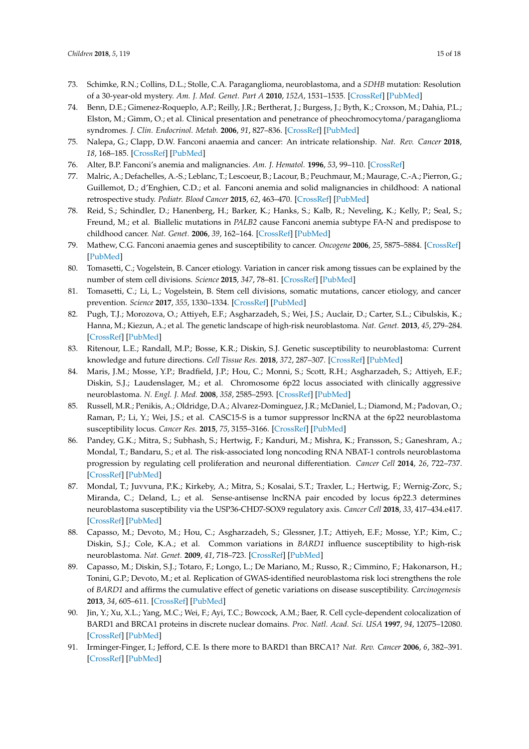73. Schimke, R.N.; Collins, D.L.; Stolle, C.A. Paraganglioma, neuroblastoma, and a *SDHB* mutation: Resolution of a 30-year-old mystery. *Am. J. Med. Genet. Part A* **2010**, *152A*, 1531–1535. [CrossRef] [PubMed]
74. Benn, D.E.; Gimenez-Roqueplo, A.P.; Reilly, J.R.; Bertherat, J.; Burgess, J.; Byth, K.; Croxson, M.; Dahia, P.L.; Elston, M.; Gimm, O.; et al. Clinical presentation and penetrance of pheochromocytoma/paraganglioma syndromes. *J. Clin. Endocrinol. Metab.* **2006**, *91*, 827–836. [CrossRef] [PubMed]
75. Nalepa, G.; Clapp, D.W. Fanconi anaemia and cancer: An intricate relationship. *Nat. Rev. Cancer* **2018**, *18*, 168–185. [CrossRef] [PubMed]
76. Alter, B.P. Fanconi's anemia and malignancies. *Am. J. Hematol.* **1996**, *53*, 99–110. [CrossRef]
77. Malric, A.; Defachelles, A.-S.; Leblanc, T.; Lescoeur, B.; Lacour, B.; Peuchmaur, M.; Maurage, C.-A.; Pierron, G.; Guillemot, D.; d'Enghien, C.D.; et al. Fanconi anemia and solid malignancies in childhood: A national retrospective study. *Pediatr. Blood Cancer* **2015**, *62*, 463–470. [CrossRef] [PubMed]
78. Reid, S.; Schindler, D.; Hanenberg, H.; Barker, K.; Hanks, S.; Kalb, R.; Neveling, K.; Kelly, P.; Seal, S.; Freund, M.; et al. Biallelic mutations in *PALB2* cause Fanconi anemia subtype FA-N and predispose to childhood cancer. *Nat. Genet.* **2006**, *39*, 162–164. [CrossRef] [PubMed]
79. Mathew, C.G. Fanconi anaemia genes and susceptibility to cancer. *Oncogene* **2006**, *25*, 5875–5884. [CrossRef] [PubMed]
80. Tomasetti, C.; Vogelstein, B. Cancer etiology. Variation in cancer risk among tissues can be explained by the number of stem cell divisions. *Science* **2015**, *347*, 78–81. [CrossRef] [PubMed]
81. Tomasetti, C.; Li, L.; Vogelstein, B. Stem cell divisions, somatic mutations, cancer etiology, and cancer prevention. *Science* **2017**, *355*, 1330–1334. [CrossRef] [PubMed]
82. Pugh, T.J.; Morozova, O.; Attiyeh, E.F.; Asgharzadeh, S.; Wei, J.S.; Auclair, D.; Carter, S.L.; Cibulskis, K.; Hanna, M.; Kiezun, A.; et al. The genetic landscape of high-risk neuroblastoma. *Nat. Genet.* **2013**, *45*, 279–284. [CrossRef] [PubMed]
83. Ritenour, L.E.; Randall, M.P.; Bosse, K.R.; Diskin, S.J. Genetic susceptibility to neuroblastoma: Current knowledge and future directions. *Cell Tissue Res.* **2018**, *372*, 287–307. [CrossRef] [PubMed]
84. Maris, J.M.; Mosse, Y.P.; Bradfield, J.P.; Hou, C.; Monni, S.; Scott, R.H.; Asgharzadeh, S.; Attiyeh, E.F.; Diskin, S.J.; Laudenslager, M.; et al. Chromosome 6p22 locus associated with clinically aggressive neuroblastoma. *N. Engl. J. Med.* **2008**, *358*, 2585–2593. [CrossRef] [PubMed]
85. Russell, M.R.; Penikis, A.; Oldridge, D.A.; Alvarez-Dominguez, J.R.; McDaniel, L.; Diamond, M.; Padovan, O.; Raman, P.; Li, Y.; Wei, J.S.; et al. CASC15-S is a tumor suppressor lncRNA at the 6p22 neuroblastoma susceptibility locus. *Cancer Res.* **2015**, *75*, 3155–3166. [CrossRef] [PubMed]
86. Pandey, G.K.; Mitra, S.; Subhash, S.; Hertwig, F.; Kanduri, M.; Mishra, K.; Fransson, S.; Ganeshram, A.; Mondal, T.; Bandaru, S.; et al. The risk-associated long noncoding RNA NBAT-1 controls neuroblastoma progression by regulating cell proliferation and neuronal differentiation. *Cancer Cell* **2014**, *26*, 722–737. [CrossRef] [PubMed]
87. Mondal, T.; Juvvuna, P.K.; Kirkeby, A.; Mitra, S.; Kosalai, S.T.; Traxler, L.; Hertwig, F.; Wernig-Zorc, S.; Miranda, C.; Deland, L.; et al. Sense-antisense lncRNA pair encoded by locus 6p22.3 determines neuroblastoma susceptibility via the USP36-CHD7-SOX9 regulatory axis. *Cancer Cell* **2018**, *33*, 417–434.e417. [CrossRef] [PubMed]
88. Capasso, M.; Devoto, M.; Hou, C.; Asgharzadeh, S.; Glessner, J.T.; Attiyeh, E.F.; Mosse, Y.P.; Kim, C.; Diskin, S.J.; Cole, K.A.; et al. Common variations in *BARD1* influence susceptibility to high-risk neuroblastoma. *Nat. Genet.* **2009**, *41*, 718–723. [CrossRef] [PubMed]
89. Capasso, M.; Diskin, S.J.; Totaro, F.; Longo, L.; De Mariano, M.; Russo, R.; Cimmino, F.; Hakonarson, H.; Tonini, G.P.; Devoto, M.; et al. Replication of GWAS-identified neuroblastoma risk loci strengthens the role of *BARD1* and affirms the cumulative effect of genetic variations on disease susceptibility. *Carcinogenesis* **2013**, *34*, 605–611. [CrossRef] [PubMed]
90. Jin, Y.; Xu, X.L.; Yang, M.C.; Wei, F.; Ayi, T.C.; Bowcock, A.M.; Baer, R. Cell cycle-dependent colocalization of BARD1 and BRCA1 proteins in discrete nuclear domains. *Proc. Natl. Acad. Sci. USA* **1997**, *94*, 12075–12080. [CrossRef] [PubMed]
91. Irminger-Finger, I.; Jefford, C.E. Is there more to BARD1 than BRCA1? *Nat. Rev. Cancer* **2006**, *6*, 382–391. [CrossRef] [PubMed]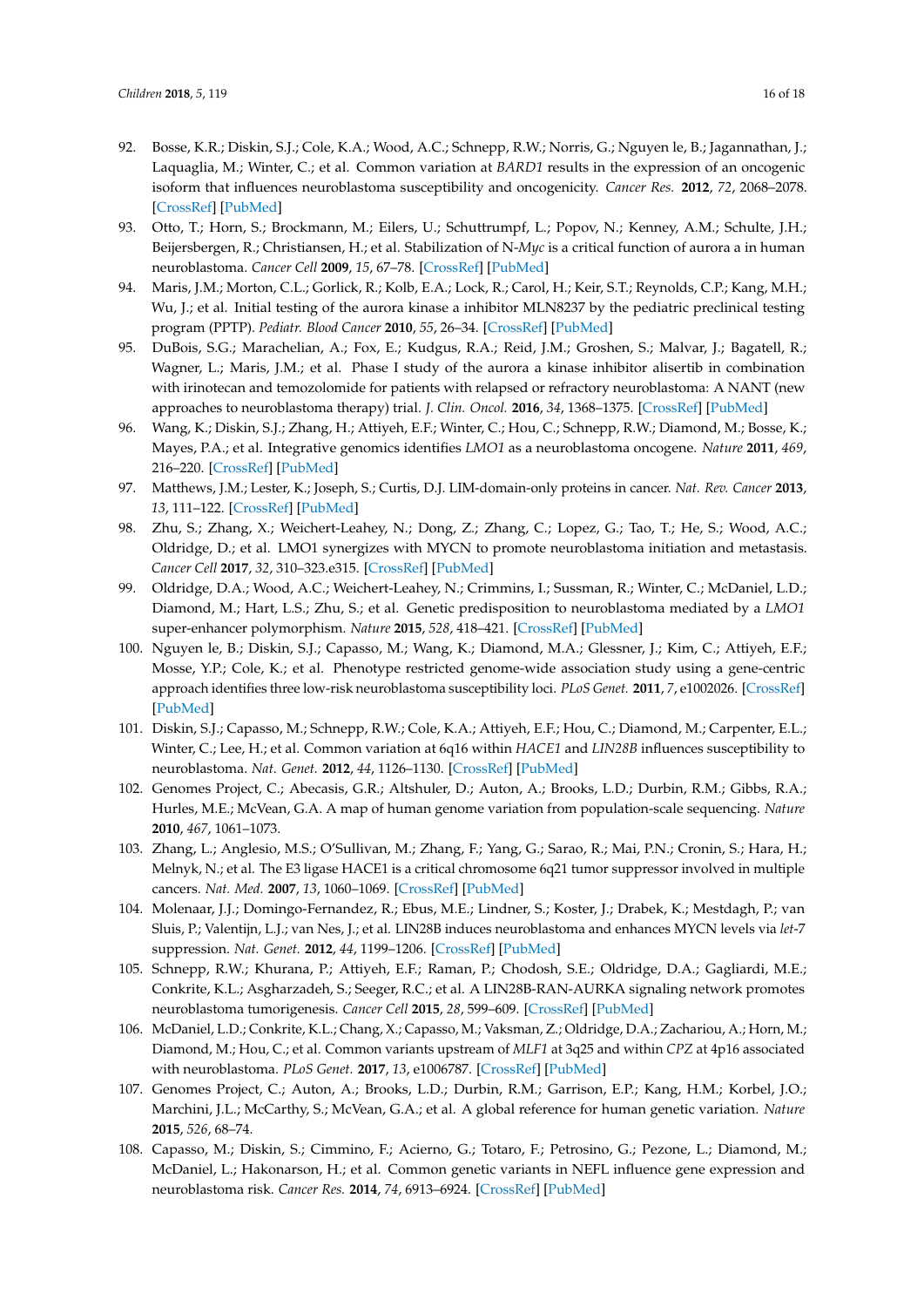92. Bosse, K.R.; Diskin, S.J.; Cole, K.A.; Wood, A.C.; Schnepp, R.W.; Norris, G.; Nguyen le, B.; Jagannathan, J.; Laquaglia, M.; Winter, C.; et al. Common variation at *BARD1* results in the expression of an oncogenic isoform that influences neuroblastoma susceptibility and oncogenicity. *Cancer Res.* **2012**, *72*, 2068–2078. [CrossRef] [PubMed]
93. Otto, T.; Horn, S.; Brockmann, M.; Eilers, U.; Schuttrumpf, L.; Popov, N.; Kenney, A.M.; Schulte, J.H.; Beijersbergen, R.; Christiansen, H.; et al. Stabilization of N-*Myc* is a critical function of aurora a in human neuroblastoma. *Cancer Cell* **2009**, *15*, 67–78. [CrossRef] [PubMed]
94. Maris, J.M.; Morton, C.L.; Gorlick, R.; Kolb, E.A.; Lock, R.; Carol, H.; Keir, S.T.; Reynolds, C.P.; Kang, M.H.; Wu, J.; et al. Initial testing of the aurora kinase a inhibitor MLN8237 by the pediatric preclinical testing program (PPTP). *Pediatr. Blood Cancer* **2010**, *55*, 26–34. [CrossRef] [PubMed]
95. DuBois, S.G.; Marachelian, A.; Fox, E.; Kudgus, R.A.; Reid, J.M.; Groshen, S.; Malvar, J.; Bagatell, R.; Wagner, L.; Maris, J.M.; et al. Phase I study of the aurora a kinase inhibitor alisertib in combination with irinotecan and temozolomide for patients with relapsed or refractory neuroblastoma: A NANT (new approaches to neuroblastoma therapy) trial. *J. Clin. Oncol.* **2016**, *34*, 1368–1375. [CrossRef] [PubMed]
96. Wang, K.; Diskin, S.J.; Zhang, H.; Attiyeh, E.F.; Winter, C.; Hou, C.; Schnepp, R.W.; Diamond, M.; Bosse, K.; Mayes, P.A.; et al. Integrative genomics identifies *LMO1* as a neuroblastoma oncogene. *Nature* **2011**, *469*, 216–220. [CrossRef] [PubMed]
97. Matthews, J.M.; Lester, K.; Joseph, S.; Curtis, D.J. LIM-domain-only proteins in cancer. *Nat. Rev. Cancer* **2013**, *13*, 111–122. [CrossRef] [PubMed]
98. Zhu, S.; Zhang, X.; Weichert-Leahey, N.; Dong, Z.; Zhang, C.; Lopez, G.; Tao, T.; He, S.; Wood, A.C.; Oldridge, D.; et al. LMO1 synergizes with MYCN to promote neuroblastoma initiation and metastasis. *Cancer Cell* **2017**, *32*, 310–323.e315. [CrossRef] [PubMed]
99. Oldridge, D.A.; Wood, A.C.; Weichert-Leahey, N.; Crimmins, I.; Sussman, R.; Winter, C.; McDaniel, L.D.; Diamond, M.; Hart, L.S.; Zhu, S.; et al. Genetic predisposition to neuroblastoma mediated by a *LMO1* super-enhancer polymorphism. *Nature* **2015**, *528*, 418–421. [CrossRef] [PubMed]
100. Nguyen le, B.; Diskin, S.J.; Capasso, M.; Wang, K.; Diamond, M.A.; Glessner, J.; Kim, C.; Attiyeh, E.F.; Mosse, Y.P.; Cole, K.; et al. Phenotype restricted genome-wide association study using a gene-centric approach identifies three low-risk neuroblastoma susceptibility loci. *PLoS Genet.* **2011**, *7*, e1002026. [CrossRef] [PubMed]
101. Diskin, S.J.; Capasso, M.; Schnepp, R.W.; Cole, K.A.; Attiyeh, E.F.; Hou, C.; Diamond, M.; Carpenter, E.L.; Winter, C.; Lee, H.; et al. Common variation at 6q16 within *HACE1* and *LIN28B* influences susceptibility to neuroblastoma. *Nat. Genet.* **2012**, *44*, 1126–1130. [CrossRef] [PubMed]
102. Genomes Project, C.; Abecasis, G.R.; Altshuler, D.; Auton, A.; Brooks, L.D.; Durbin, R.M.; Gibbs, R.A.; Hurles, M.E.; McVean, G.A. A map of human genome variation from population-scale sequencing. *Nature* **2010**, *467*, 1061–1073.
103. Zhang, L.; Anglesio, M.S.; O'Sullivan, M.; Zhang, F.; Yang, G.; Sarao, R.; Mai, P.N.; Cronin, S.; Hara, H.; Melnyk, N.; et al. The E3 ligase HACE1 is a critical chromosome 6q21 tumor suppressor involved in multiple cancers. *Nat. Med.* **2007**, *13*, 1060–1069. [CrossRef] [PubMed]
104. Molenaar, J.J.; Domingo-Fernandez, R.; Ebus, M.E.; Lindner, S.; Koster, J.; Drabek, K.; Mestdagh, P.; van Sluis, P.; Valentijn, L.J.; van Nes, J.; et al. LIN28B induces neuroblastoma and enhances MYCN levels via *let*-7 suppression. *Nat. Genet.* **2012**, *44*, 1199–1206. [CrossRef] [PubMed]
105. Schnepp, R.W.; Khurana, P.; Attiyeh, E.F.; Raman, P.; Chodosh, S.E.; Oldridge, D.A.; Gagliardi, M.E.; Conkrite, K.L.; Asgharzadeh, S.; Seeger, R.C.; et al. A LIN28B-RAN-AURKA signaling network promotes neuroblastoma tumorigenesis. *Cancer Cell* **2015**, *28*, 599–609. [CrossRef] [PubMed]
106. McDaniel, L.D.; Conkrite, K.L.; Chang, X.; Capasso, M.; Vaksman, Z.; Oldridge, D.A.; Zachariou, A.; Horn, M.; Diamond, M.; Hou, C.; et al. Common variants upstream of *MLF1* at 3q25 and within *CPZ* at 4p16 associated with neuroblastoma. *PLoS Genet.* **2017**, *13*, e1006787. [CrossRef] [PubMed]
107. Genomes Project, C.; Auton, A.; Brooks, L.D.; Durbin, R.M.; Garrison, E.P.; Kang, H.M.; Korbel, J.O.; Marchini, J.L.; McCarthy, S.; McVean, G.A.; et al. A global reference for human genetic variation. *Nature* **2015**, *526*, 68–74.
108. Capasso, M.; Diskin, S.; Cimmino, F.; Acierno, G.; Totaro, F.; Petrosino, G.; Pezone, L.; Diamond, M.; McDaniel, L.; Hakonarson, H.; et al. Common genetic variants in NEFL influence gene expression and neuroblastoma risk. *Cancer Res.* **2014**, *74*, 6913–6924. [CrossRef] [PubMed]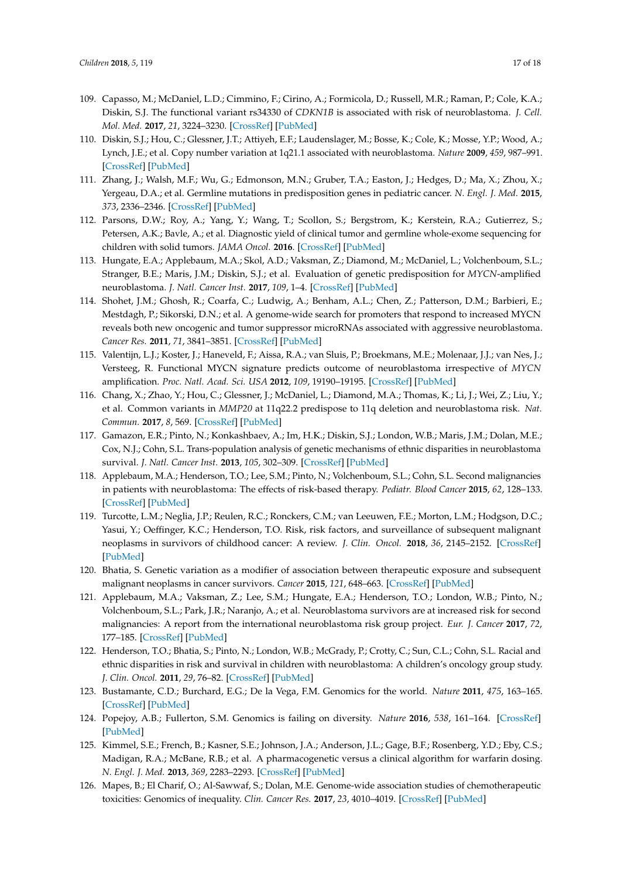109. Capasso, M.; McDaniel, L.D.; Cimmino, F.; Cirino, A.; Formicola, D.; Russell, M.R.; Raman, P.; Cole, K.A.; Diskin, S.J. The functional variant rs34330 of *CDKN1B* is associated with risk of neuroblastoma. *J. Cell. Mol. Med.* **2017**, *21*, 3224–3230. [CrossRef] [PubMed]
110. Diskin, S.J.; Hou, C.; Glessner, J.T.; Attiyeh, E.F.; Laudenslager, M.; Bosse, K.; Cole, K.; Mosse, Y.P.; Wood, A.; Lynch, J.E.; et al. Copy number variation at 1q21.1 associated with neuroblastoma. *Nature* **2009**, *459*, 987–991. [CrossRef] [PubMed]
111. Zhang, J.; Walsh, M.F.; Wu, G.; Edmonson, M.N.; Gruber, T.A.; Easton, J.; Hedges, D.; Ma, X.; Zhou, X.; Yergeau, D.A.; et al. Germline mutations in predisposition genes in pediatric cancer. *N. Engl. J. Med.* **2015**, *373*, 2336–2346. [CrossRef] [PubMed]
112. Parsons, D.W.; Roy, A.; Yang, Y.; Wang, T.; Scollon, S.; Bergstrom, K.; Kerstein, R.A.; Gutierrez, S.; Petersen, A.K.; Bavle, A.; et al. Diagnostic yield of clinical tumor and germline whole-exome sequencing for children with solid tumors. *JAMA Oncol.* **2016**. [CrossRef] [PubMed]
113. Hungate, E.A.; Applebaum, M.A.; Skol, A.D.; Vaksman, Z.; Diamond, M.; McDaniel, L.; Volchenboum, S.L.; Stranger, B.E.; Maris, J.M.; Diskin, S.J.; et al. Evaluation of genetic predisposition for *MYCN*-amplified neuroblastoma. *J. Natl. Cancer Inst.* **2017**, *109*, 1–4. [CrossRef] [PubMed]
114. Shohet, J.M.; Ghosh, R.; Coarfa, C.; Ludwig, A.; Benham, A.L.; Chen, Z.; Patterson, D.M.; Barbieri, E.; Mestdagh, P.; Sikorski, D.N.; et al. A genome-wide search for promoters that respond to increased MYCN reveals both new oncogenic and tumor suppressor microRNAs associated with aggressive neuroblastoma. *Cancer Res.* **2011**, *71*, 3841–3851. [CrossRef] [PubMed]
115. Valentijn, L.J.; Koster, J.; Haneveld, F.; Aissa, R.A.; van Sluis, P.; Broekmans, M.E.; Molenaar, J.J.; van Nes, J.; Versteeg, R. Functional MYCN signature predicts outcome of neuroblastoma irrespective of *MYCN* amplification. *Proc. Natl. Acad. Sci. USA* **2012**, *109*, 19190–19195. [CrossRef] [PubMed]
116. Chang, X.; Zhao, Y.; Hou, C.; Glessner, J.; McDaniel, L.; Diamond, M.A.; Thomas, K.; Li, J.; Wei, Z.; Liu, Y.; et al. Common variants in *MMP20* at 11q22.2 predispose to 11q deletion and neuroblastoma risk. *Nat. Commun.* **2017**, *8*, 569. [CrossRef] [PubMed]
117. Gamazon, E.R.; Pinto, N.; Konkashbaev, A.; Im, H.K.; Diskin, S.J.; London, W.B.; Maris, J.M.; Dolan, M.E.; Cox, N.J.; Cohn, S.L. Trans-population analysis of genetic mechanisms of ethnic disparities in neuroblastoma survival. *J. Natl. Cancer Inst.* **2013**, *105*, 302–309. [CrossRef] [PubMed]
118. Applebaum, M.A.; Henderson, T.O.; Lee, S.M.; Pinto, N.; Volchenboum, S.L.; Cohn, S.L. Second malignancies in patients with neuroblastoma: The effects of risk-based therapy. *Pediatr. Blood Cancer* **2015**, *62*, 128–133. [CrossRef] [PubMed]
119. Turcotte, L.M.; Neglia, J.P.; Reulen, R.C.; Ronckers, C.M.; van Leeuwen, F.E.; Morton, L.M.; Hodgson, D.C.; Yasui, Y.; Oeffinger, K.C.; Henderson, T.O. Risk, risk factors, and surveillance of subsequent malignant neoplasms in survivors of childhood cancer: A review. *J. Clin. Oncol.* **2018**, *36*, 2145–2152. [CrossRef] [PubMed]
120. Bhatia, S. Genetic variation as a modifier of association between therapeutic exposure and subsequent malignant neoplasms in cancer survivors. *Cancer* **2015**, *121*, 648–663. [CrossRef] [PubMed]
121. Applebaum, M.A.; Vaksman, Z.; Lee, S.M.; Hungate, E.A.; Henderson, T.O.; London, W.B.; Pinto, N.; Volchenboum, S.L.; Park, J.R.; Naranjo, A.; et al. Neuroblastoma survivors are at increased risk for second malignancies: A report from the international neuroblastoma risk group project. *Eur. J. Cancer* **2017**, *72*, 177–185. [CrossRef] [PubMed]
122. Henderson, T.O.; Bhatia, S.; Pinto, N.; London, W.B.; McGrady, P.; Crotty, C.; Sun, C.L.; Cohn, S.L. Racial and ethnic disparities in risk and survival in children with neuroblastoma: A children's oncology group study. *J. Clin. Oncol.* **2011**, *29*, 76–82. [CrossRef] [PubMed]
123. Bustamante, C.D.; Burchard, E.G.; De la Vega, F.M. Genomics for the world. *Nature* **2011**, *475*, 163–165. [CrossRef] [PubMed]
124. Popejoy, A.B.; Fullerton, S.M. Genomics is failing on diversity. *Nature* **2016**, *538*, 161–164. [CrossRef] [PubMed]
125. Kimmel, S.E.; French, B.; Kasner, S.E.; Johnson, J.A.; Anderson, J.L.; Gage, B.F.; Rosenberg, Y.D.; Eby, C.S.; Madigan, R.A.; McBane, R.B.; et al. A pharmacogenetic versus a clinical algorithm for warfarin dosing. *N. Engl. J. Med.* **2013**, *369*, 2283–2293. [CrossRef] [PubMed]
126. Mapes, B.; El Charif, O.; Al-Sawwaf, S.; Dolan, M.E. Genome-wide association studies of chemotherapeutic toxicities: Genomics of inequality. *Clin. Cancer Res.* **2017**, *23*, 4010–4019. [CrossRef] [PubMed]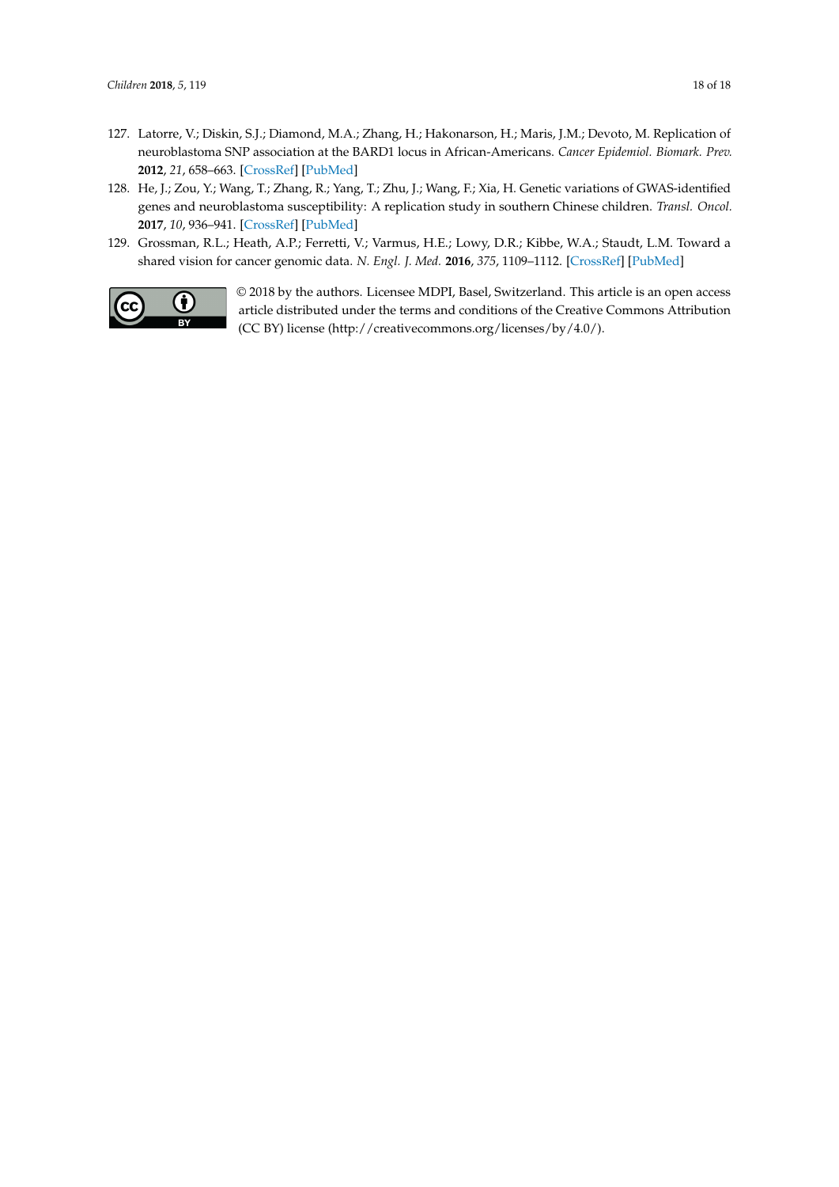127. Latorre, V.; Diskin, S.J.; Diamond, M.A.; Zhang, H.; Hakonarson, H.; Maris, J.M.; Devoto, M. Replication of neuroblastoma SNP association at the BARD1 locus in African-Americans. *Cancer Epidemiol. Biomark. Prev.* **2012**, *21*, 658–663. [CrossRef] [PubMed]

128. He, J.; Zou, Y.; Wang, T.; Zhang, R.; Yang, T.; Zhu, J.; Wang, F.; Xia, H. Genetic variations of GWAS-identified genes and neuroblastoma susceptibility: A replication study in southern Chinese children. *Transl. Oncol.* **2017**, *10*, 936–941. [CrossRef] [PubMed]

129. Grossman, R.L.; Heath, A.P.; Ferretti, V.; Varmus, H.E.; Lowy, D.R.; Kibbe, W.A.; Staudt, L.M. Toward a shared vision for cancer genomic data. *N. Engl. J. Med.* **2016**, *375*, 1109–1112. [CrossRef] [PubMed]

© 2018 by the authors. Licensee MDPI, Basel, Switzerland. This article is an open access article distributed under the terms and conditions of the Creative Commons Attribution (CC BY) license (http://creativecommons.org/licenses/by/4.0/).